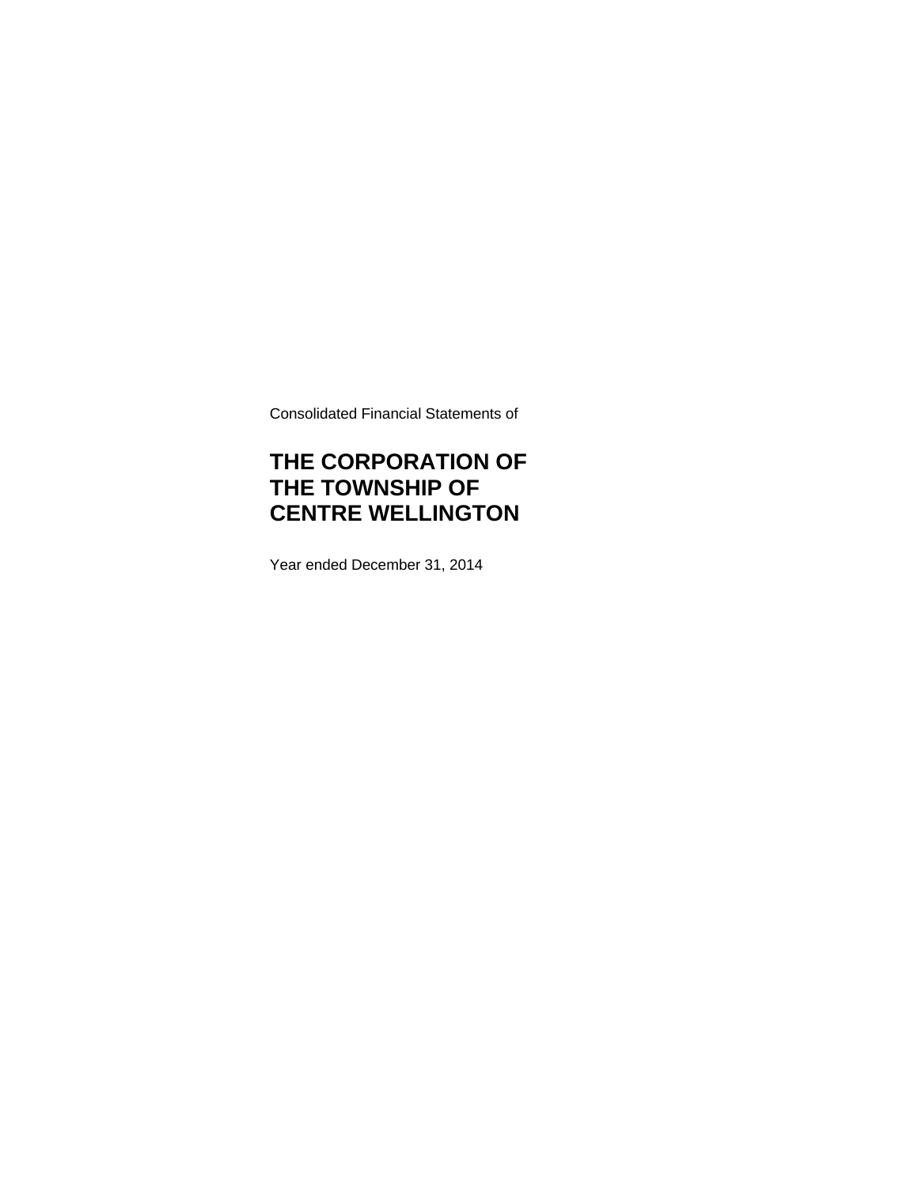Consolidated Financial Statements of

# THE CORPORATION OF THE TOWNSHIP OF CENTRE WELLINGTON

Year ended December 31, 2014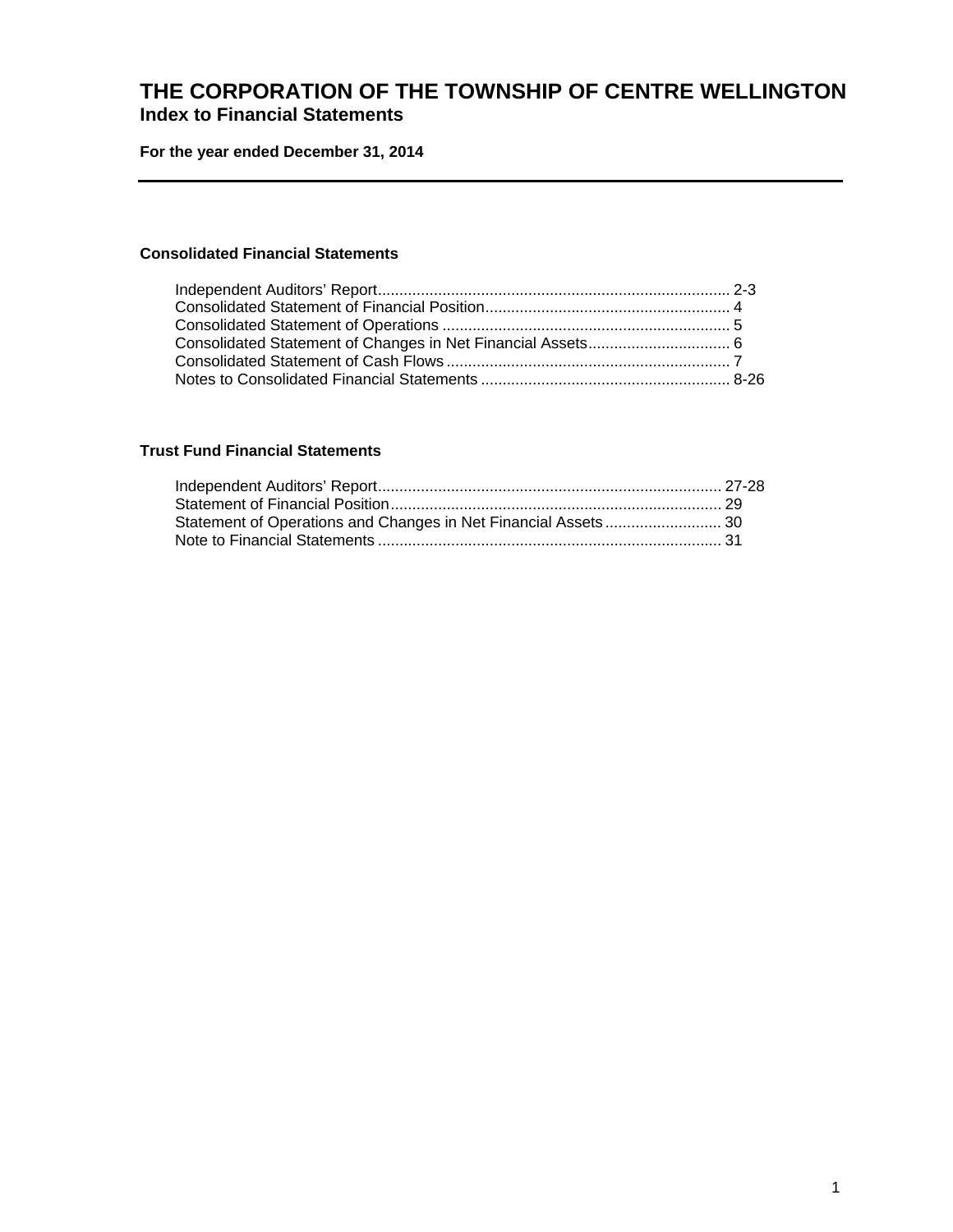# THE CORPORATION OF THE TOWNSHIP OF CENTRE WELLINGTON
## Index to Financial Statements

**For the year ended December 31, 2014**

---

### Consolidated Financial Statements

| | |
|---|---|
| Independent Auditors' Report | 2-3 |
| Consolidated Statement of Financial Position | 4 |
| Consolidated Statement of Operations | 5 |
| Consolidated Statement of Changes in Net Financial Assets | 6 |
| Consolidated Statement of Cash Flows | 7 |
| Notes to Consolidated Financial Statements | 8-26 |

### Trust Fund Financial Statements

| | |
|---|---|
| Independent Auditors' Report | 27-28 |
| Statement of Financial Position | 29 |
| Statement of Operations and Changes in Net Financial Assets | 30 |
| Note to Financial Statements | 31 |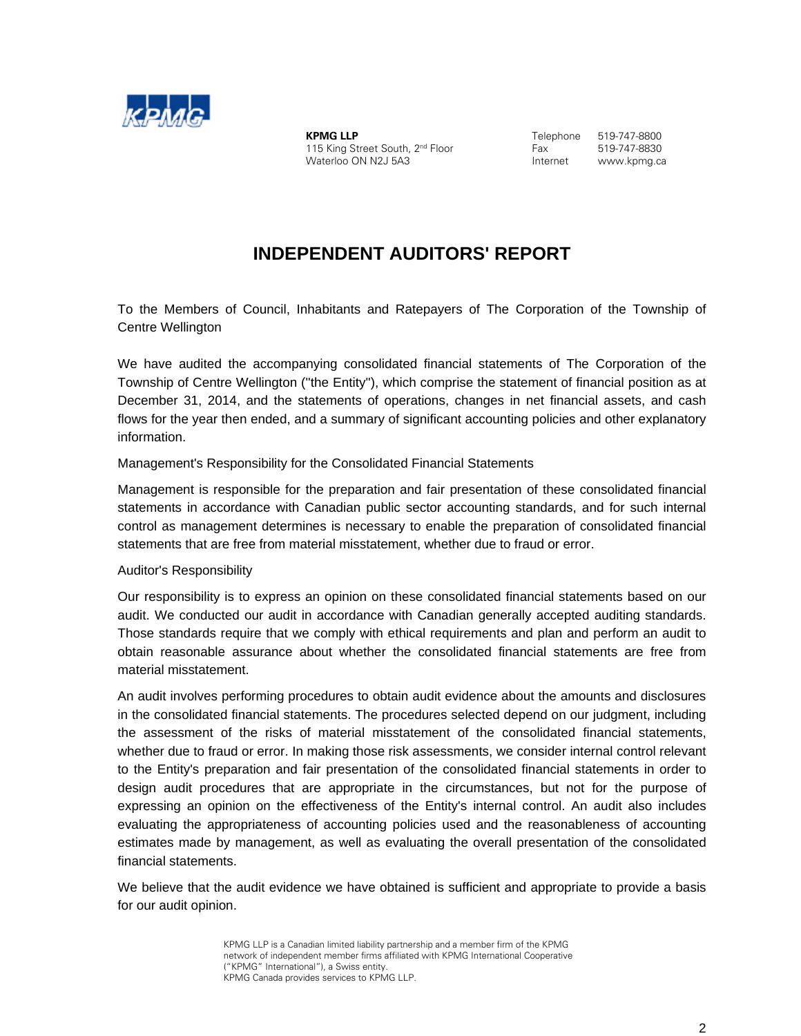**KPMG LLP**
115 King Street South, 2nd Floor
Waterloo ON N2J 5A3

Telephone 519-747-8800
Fax 519-747-8830
Internet www.kpmg.ca

# INDEPENDENT AUDITORS' REPORT

To the Members of Council, Inhabitants and Ratepayers of The Corporation of the Township of Centre Wellington

We have audited the accompanying consolidated financial statements of The Corporation of the Township of Centre Wellington ("the Entity"), which comprise the statement of financial position as at December 31, 2014, and the statements of operations, changes in net financial assets, and cash flows for the year then ended, and a summary of significant accounting policies and other explanatory information.

Management's Responsibility for the Consolidated Financial Statements

Management is responsible for the preparation and fair presentation of these consolidated financial statements in accordance with Canadian public sector accounting standards, and for such internal control as management determines is necessary to enable the preparation of consolidated financial statements that are free from material misstatement, whether due to fraud or error.

Auditor's Responsibility

Our responsibility is to express an opinion on these consolidated financial statements based on our audit. We conducted our audit in accordance with Canadian generally accepted auditing standards. Those standards require that we comply with ethical requirements and plan and perform an audit to obtain reasonable assurance about whether the consolidated financial statements are free from material misstatement.

An audit involves performing procedures to obtain audit evidence about the amounts and disclosures in the consolidated financial statements. The procedures selected depend on our judgment, including the assessment of the risks of material misstatement of the consolidated financial statements, whether due to fraud or error. In making those risk assessments, we consider internal control relevant to the Entity's preparation and fair presentation of the consolidated financial statements in order to design audit procedures that are appropriate in the circumstances, but not for the purpose of expressing an opinion on the effectiveness of the Entity's internal control. An audit also includes evaluating the appropriateness of accounting policies used and the reasonableness of accounting estimates made by management, as well as evaluating the overall presentation of the consolidated financial statements.

We believe that the audit evidence we have obtained is sufficient and appropriate to provide a basis for our audit opinion.

KPMG LLP is a Canadian limited liability partnership and a member firm of the KPMG network of independent member firms affiliated with KPMG International Cooperative ("KPMG" International"), a Swiss entity.
KPMG Canada provides services to KPMG LLP.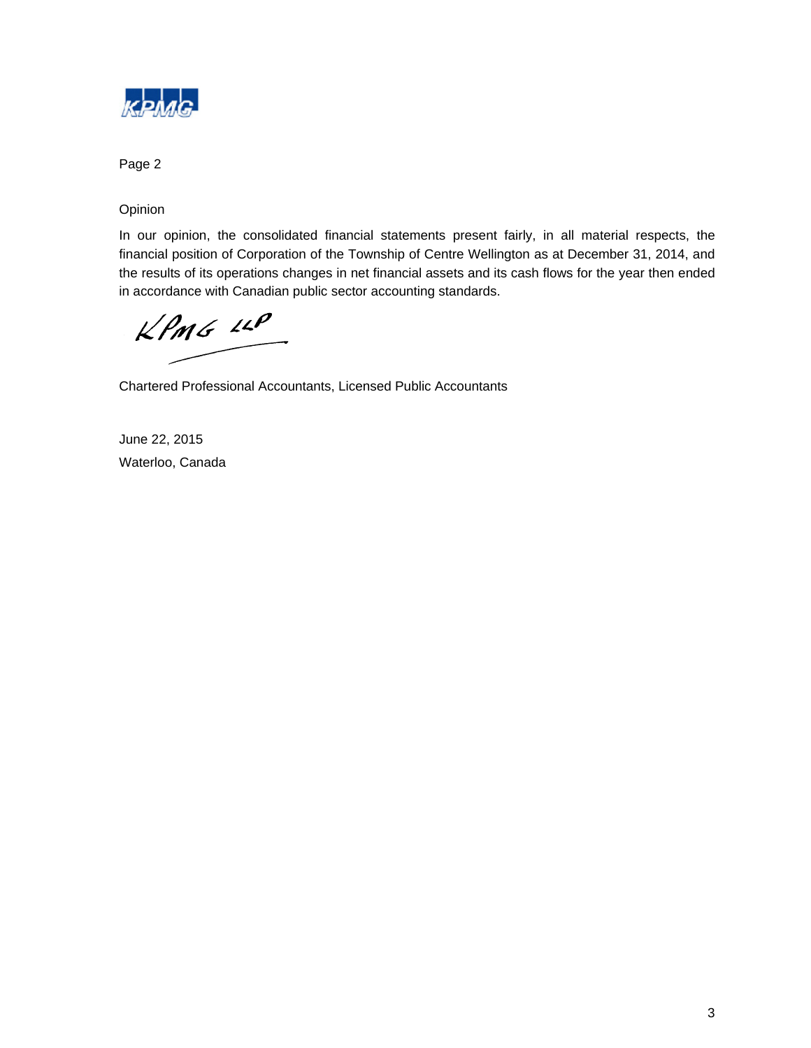Page 2

## Opinion

In our opinion, the consolidated financial statements present fairly, in all material respects, the financial position of Corporation of the Township of Centre Wellington as at December 31, 2014, and the results of its operations changes in net financial assets and its cash flows for the year then ended in accordance with Canadian public sector accounting standards.

KPMG LLP

Chartered Professional Accountants, Licensed Public Accountants

June 22, 2015

Waterloo, Canada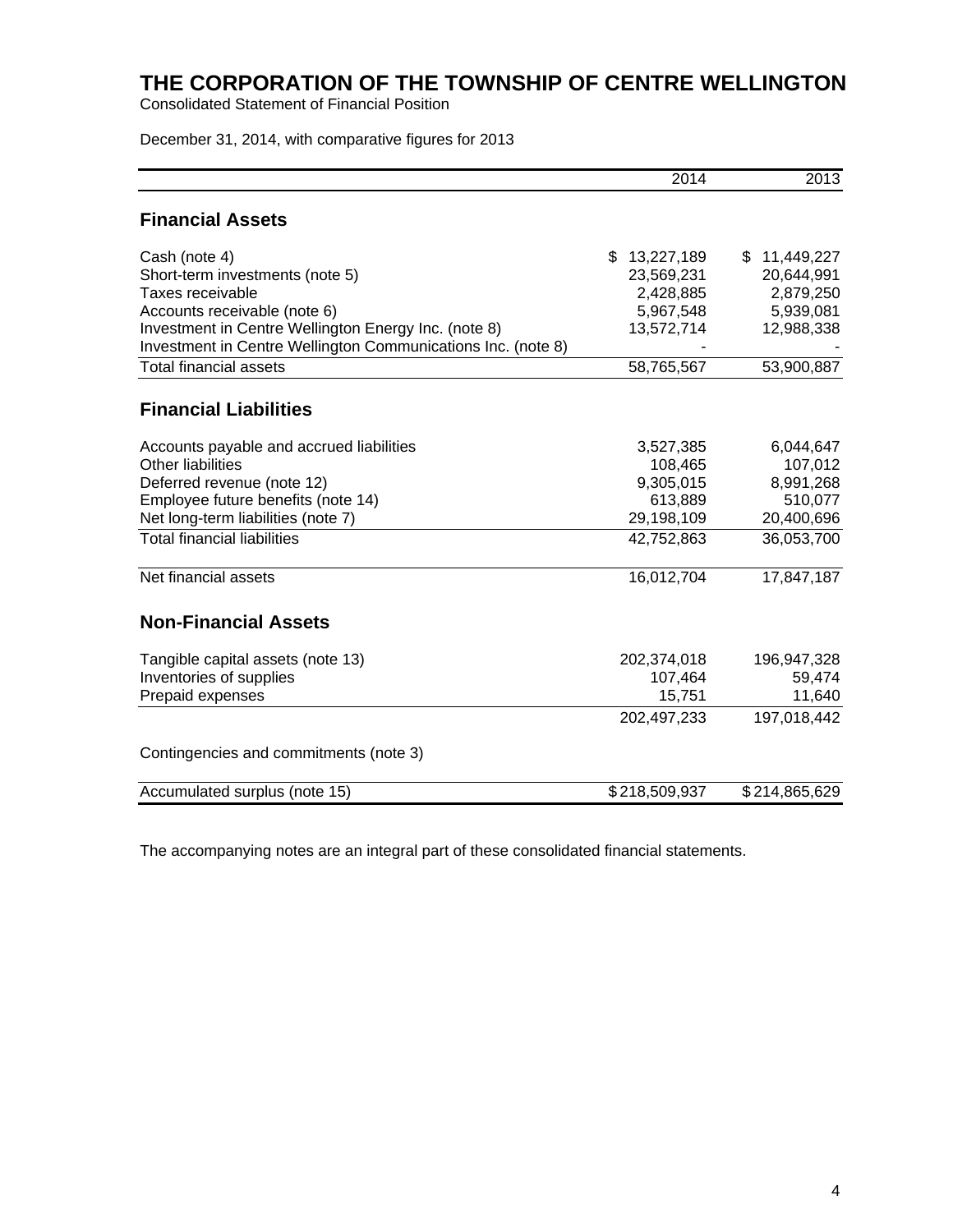# THE CORPORATION OF THE TOWNSHIP OF CENTRE WELLINGTON

Consolidated Statement of Financial Position

December 31, 2014, with comparative figures for 2013

| | 2014 | 2013 |
|---|---:|---:|
| **Financial Assets** | | |
| Cash (note 4) | $ 13,227,189 | $ 11,449,227 |
| Short-term investments (note 5) | 23,569,231 | 20,644,991 |
| Taxes receivable | 2,428,885 | 2,879,250 |
| Accounts receivable (note 6) | 5,967,548 | 5,939,081 |
| Investment in Centre Wellington Energy Inc. (note 8) | 13,572,714 | 12,988,338 |
| Investment in Centre Wellington Communications Inc. (note 8) | - | - |
| Total financial assets | 58,765,567 | 53,900,887 |
| **Financial Liabilities** | | |
| Accounts payable and accrued liabilities | 3,527,385 | 6,044,647 |
| Other liabilities | 108,465 | 107,012 |
| Deferred revenue (note 12) | 9,305,015 | 8,991,268 |
| Employee future benefits (note 14) | 613,889 | 510,077 |
| Net long-term liabilities (note 7) | 29,198,109 | 20,400,696 |
| Total financial liabilities | 42,752,863 | 36,053,700 |
| Net financial assets | 16,012,704 | 17,847,187 |
| **Non-Financial Assets** | | |
| Tangible capital assets (note 13) | 202,374,018 | 196,947,328 |
| Inventories of supplies | 107,464 | 59,474 |
| Prepaid expenses | 15,751 | 11,640 |
| | 202,497,233 | 197,018,442 |
| Contingencies and commitments (note 3) | | |
| Accumulated surplus (note 15) | $ 218,509,937 | $ 214,865,629 |

The accompanying notes are an integral part of these consolidated financial statements.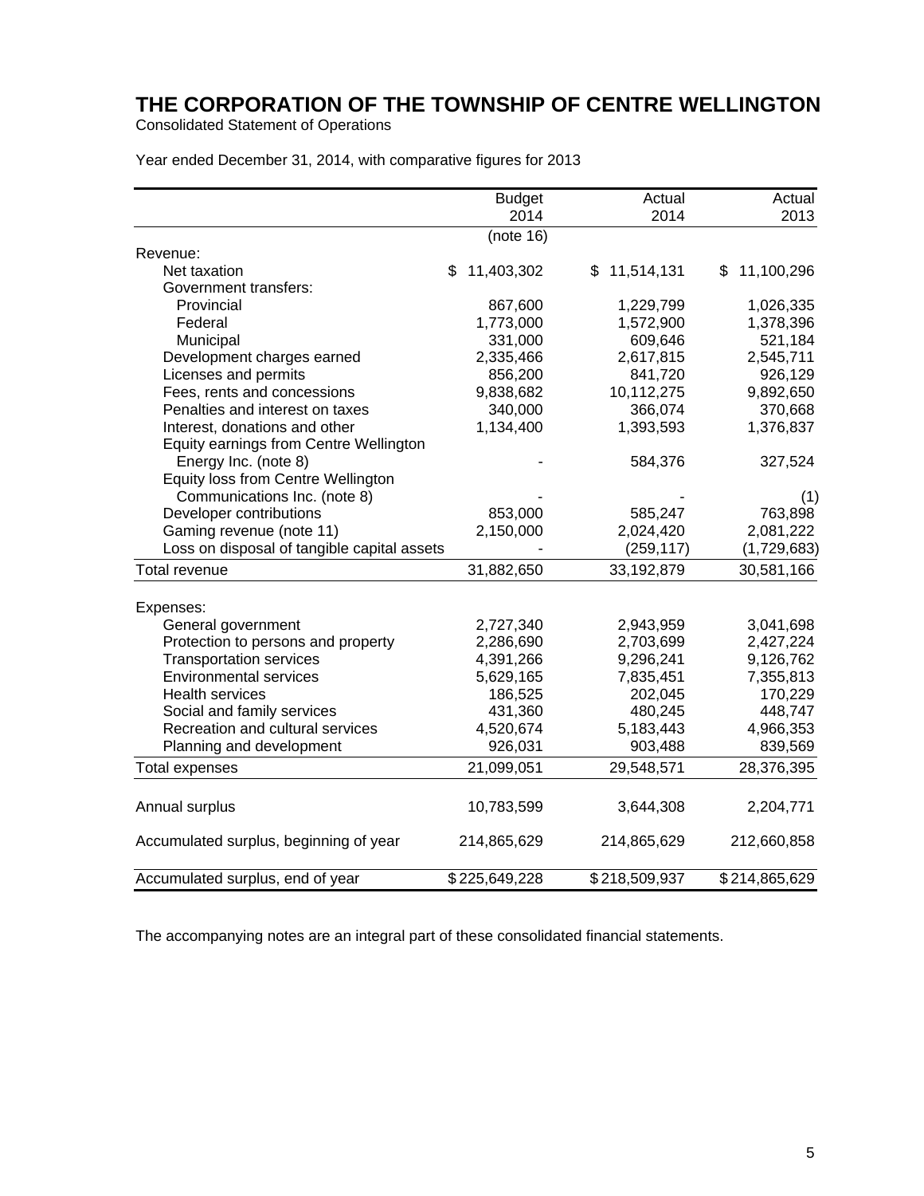# THE CORPORATION OF THE TOWNSHIP OF CENTRE WELLINGTON

Consolidated Statement of Operations

Year ended December 31, 2014, with comparative figures for 2013

| | Budget 2014 | Actual 2014 | Actual 2013 |
|---|---|---|---|
| | (note 16) | | |
| Revenue: | | | |
| Net taxation | $ 11,403,302 | $ 11,514,131 | $ 11,100,296 |
| Government transfers: | | | |
| Provincial | 867,600 | 1,229,799 | 1,026,335 |
| Federal | 1,773,000 | 1,572,900 | 1,378,396 |
| Municipal | 331,000 | 609,646 | 521,184 |
| Development charges earned | 2,335,466 | 2,617,815 | 2,545,711 |
| Licenses and permits | 856,200 | 841,720 | 926,129 |
| Fees, rents and concessions | 9,838,682 | 10,112,275 | 9,892,650 |
| Penalties and interest on taxes | 340,000 | 366,074 | 370,668 |
| Interest, donations and other | 1,134,400 | 1,393,593 | 1,376,837 |
| Equity earnings from Centre Wellington Energy Inc. (note 8) | - | 584,376 | 327,524 |
| Equity loss from Centre Wellington Communications Inc. (note 8) | - | - | (1) |
| Developer contributions | 853,000 | 585,247 | 763,898 |
| Gaming revenue (note 11) | 2,150,000 | 2,024,420 | 2,081,222 |
| Loss on disposal of tangible capital assets | - | (259,117) | (1,729,683) |
| Total revenue | 31,882,650 | 33,192,879 | 30,581,166 |
| | | | |
| Expenses: | | | |
| General government | 2,727,340 | 2,943,959 | 3,041,698 |
| Protection to persons and property | 2,286,690 | 2,703,699 | 2,427,224 |
| Transportation services | 4,391,266 | 9,296,241 | 9,126,762 |
| Environmental services | 5,629,165 | 7,835,451 | 7,355,813 |
| Health services | 186,525 | 202,045 | 170,229 |
| Social and family services | 431,360 | 480,245 | 448,747 |
| Recreation and cultural services | 4,520,674 | 5,183,443 | 4,966,353 |
| Planning and development | 926,031 | 903,488 | 839,569 |
| Total expenses | 21,099,051 | 29,548,571 | 28,376,395 |
| | | | |
| Annual surplus | 10,783,599 | 3,644,308 | 2,204,771 |
| | | | |
| Accumulated surplus, beginning of year | 214,865,629 | 214,865,629 | 212,660,858 |
| | | | |
| Accumulated surplus, end of year | $ 225,649,228 | $ 218,509,937 | $ 214,865,629 |

The accompanying notes are an integral part of these consolidated financial statements.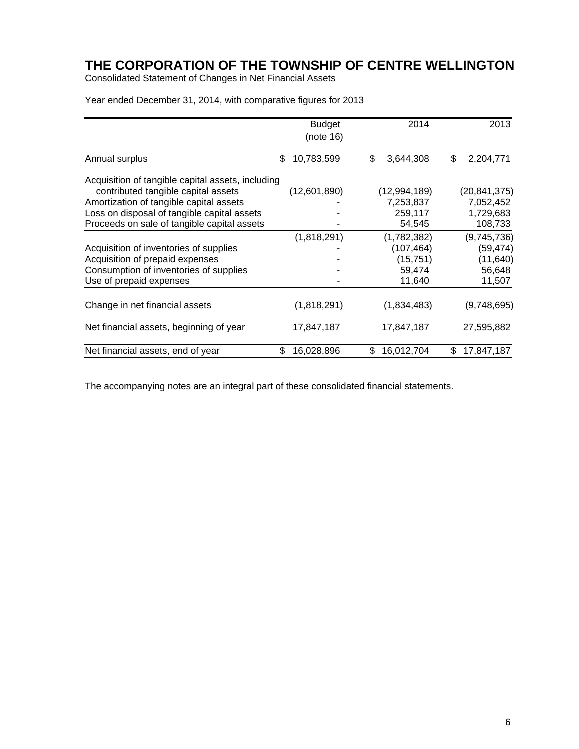# THE CORPORATION OF THE TOWNSHIP OF CENTRE WELLINGTON

Consolidated Statement of Changes in Net Financial Assets

Year ended December 31, 2014, with comparative figures for 2013

| | Budget (note 16) | 2014 | 2013 |
|---|---|---|---|
| Annual surplus | $ 10,783,599 | $ 3,644,308 | $ 2,204,771 |
| Acquisition of tangible capital assets, including contributed tangible capital assets | (12,601,890) | (12,994,189) | (20,841,375) |
| Amortization of tangible capital assets | - | 7,253,837 | 7,052,452 |
| Loss on disposal of tangible capital assets | - | 259,117 | 1,729,683 |
| Proceeds on sale of tangible capital assets | - | 54,545 | 108,733 |
| | (1,818,291) | (1,782,382) | (9,745,736) |
| Acquisition of inventories of supplies | - | (107,464) | (59,474) |
| Acquisition of prepaid expenses | - | (15,751) | (11,640) |
| Consumption of inventories of supplies | - | 59,474 | 56,648 |
| Use of prepaid expenses | - | 11,640 | 11,507 |
| Change in net financial assets | (1,818,291) | (1,834,483) | (9,748,695) |
| Net financial assets, beginning of year | 17,847,187 | 17,847,187 | 27,595,882 |
| Net financial assets, end of year | $ 16,028,896 | $ 16,012,704 | $ 17,847,187 |

The accompanying notes are an integral part of these consolidated financial statements.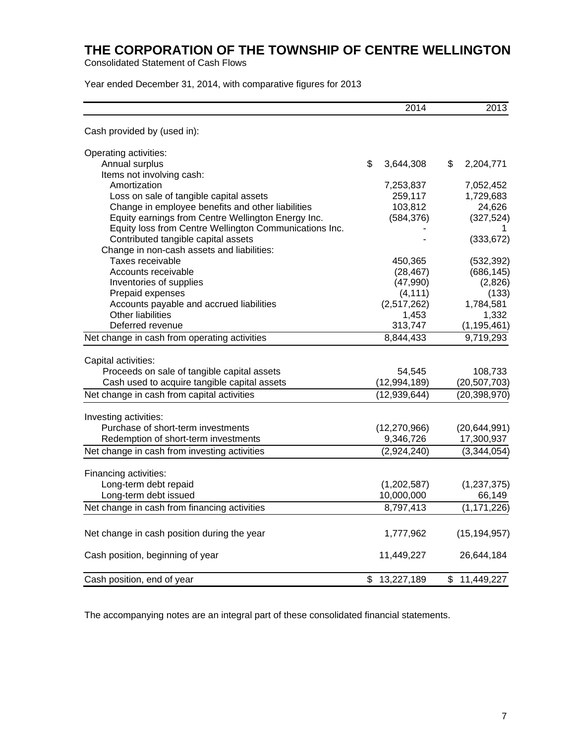# THE CORPORATION OF THE TOWNSHIP OF CENTRE WELLINGTON

Consolidated Statement of Cash Flows

Year ended December 31, 2014, with comparative figures for 2013

| | 2014 | 2013 |
|---|---|---|
| Cash provided by (used in): | | |
| Operating activities: | | |
| Annual surplus | $ 3,644,308 | $ 2,204,771 |
| Items not involving cash: | | |
| Amortization | 7,253,837 | 7,052,452 |
| Loss on sale of tangible capital assets | 259,117 | 1,729,683 |
| Change in employee benefits and other liabilities | 103,812 | 24,626 |
| Equity earnings from Centre Wellington Energy Inc. | (584,376) | (327,524) |
| Equity loss from Centre Wellington Communications Inc. | - | 1 |
| Contributed tangible capital assets | - | (333,672) |
| Change in non-cash assets and liabilities: | | |
| Taxes receivable | 450,365 | (532,392) |
| Accounts receivable | (28,467) | (686,145) |
| Inventories of supplies | (47,990) | (2,826) |
| Prepaid expenses | (4,111) | (133) |
| Accounts payable and accrued liabilities | (2,517,262) | 1,784,581 |
| Other liabilities | 1,453 | 1,332 |
| Deferred revenue | 313,747 | (1,195,461) |
| Net change in cash from operating activities | 8,844,433 | 9,719,293 |
| Capital activities: | | |
| Proceeds on sale of tangible capital assets | 54,545 | 108,733 |
| Cash used to acquire tangible capital assets | (12,994,189) | (20,507,703) |
| Net change in cash from capital activities | (12,939,644) | (20,398,970) |
| Investing activities: | | |
| Purchase of short-term investments | (12,270,966) | (20,644,991) |
| Redemption of short-term investments | 9,346,726 | 17,300,937 |
| Net change in cash from investing activities | (2,924,240) | (3,344,054) |
| Financing activities: | | |
| Long-term debt repaid | (1,202,587) | (1,237,375) |
| Long-term debt issued | 10,000,000 | 66,149 |
| Net change in cash from financing activities | 8,797,413 | (1,171,226) |
| Net change in cash position during the year | 1,777,962 | (15,194,957) |
| Cash position, beginning of year | 11,449,227 | 26,644,184 |
| Cash position, end of year | $ 13,227,189 | $ 11,449,227 |

The accompanying notes are an integral part of these consolidated financial statements.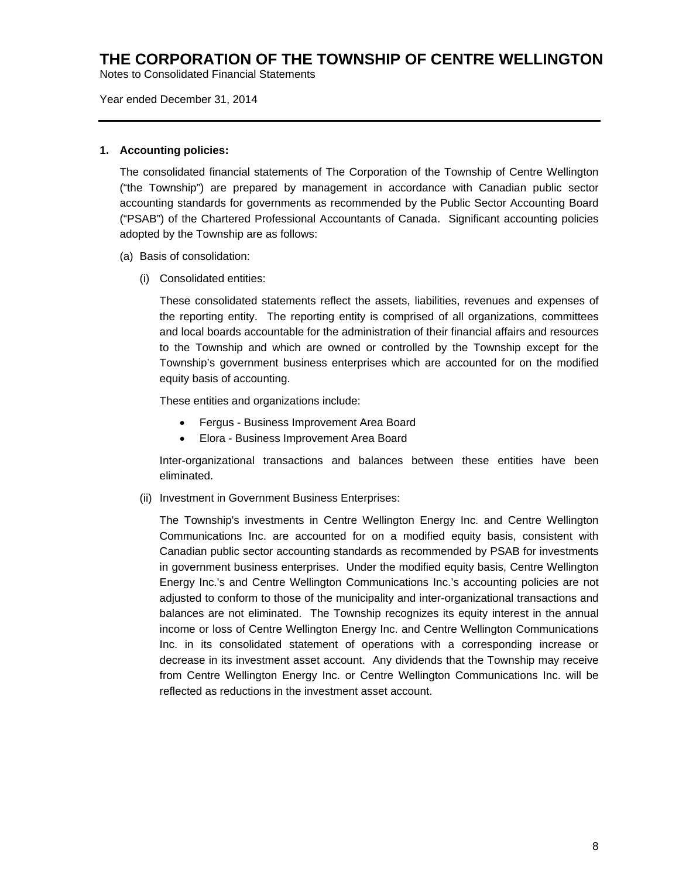# THE CORPORATION OF THE TOWNSHIP OF CENTRE WELLINGTON

Notes to Consolidated Financial Statements

Year ended December 31, 2014

---

**1. Accounting policies:**

The consolidated financial statements of The Corporation of the Township of Centre Wellington ("the Township") are prepared by management in accordance with Canadian public sector accounting standards for governments as recommended by the Public Sector Accounting Board ("PSAB") of the Chartered Professional Accountants of Canada. Significant accounting policies adopted by the Township are as follows:

(a) Basis of consolidation:

(i) Consolidated entities:

These consolidated statements reflect the assets, liabilities, revenues and expenses of the reporting entity. The reporting entity is comprised of all organizations, committees and local boards accountable for the administration of their financial affairs and resources to the Township and which are owned or controlled by the Township except for the Township's government business enterprises which are accounted for on the modified equity basis of accounting.

These entities and organizations include:

- Fergus - Business Improvement Area Board
- Elora - Business Improvement Area Board

Inter-organizational transactions and balances between these entities have been eliminated.

(ii) Investment in Government Business Enterprises:

The Township's investments in Centre Wellington Energy Inc. and Centre Wellington Communications Inc. are accounted for on a modified equity basis, consistent with Canadian public sector accounting standards as recommended by PSAB for investments in government business enterprises. Under the modified equity basis, Centre Wellington Energy Inc.'s and Centre Wellington Communications Inc.'s accounting policies are not adjusted to conform to those of the municipality and inter-organizational transactions and balances are not eliminated. The Township recognizes its equity interest in the annual income or loss of Centre Wellington Energy Inc. and Centre Wellington Communications Inc. in its consolidated statement of operations with a corresponding increase or decrease in its investment asset account. Any dividends that the Township may receive from Centre Wellington Energy Inc. or Centre Wellington Communications Inc. will be reflected as reductions in the investment asset account.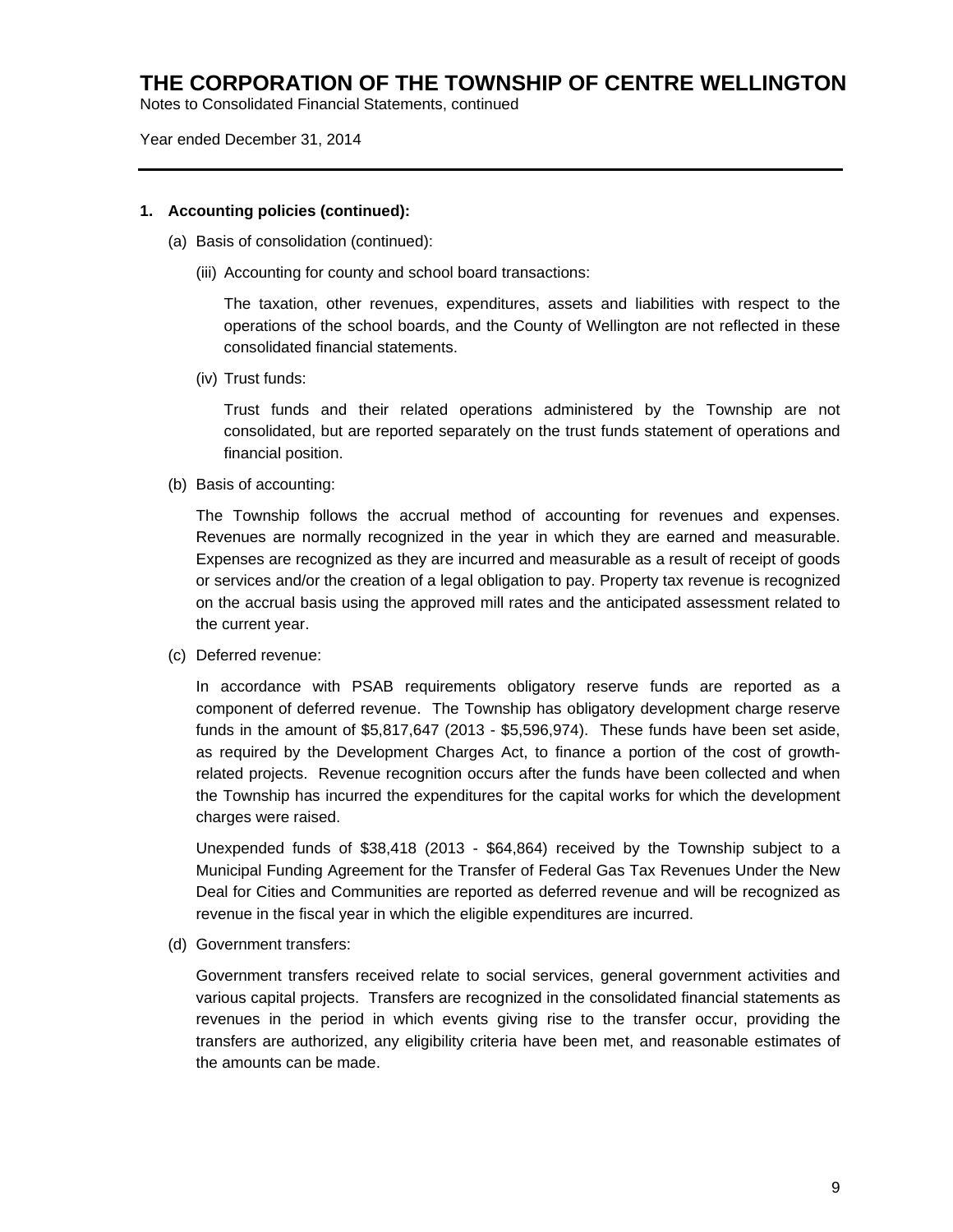# THE CORPORATION OF THE TOWNSHIP OF CENTRE WELLINGTON

Notes to Consolidated Financial Statements, continued

Year ended December 31, 2014

---

**1. Accounting policies (continued):**

(a) Basis of consolidation (continued):

(iii) Accounting for county and school board transactions:

The taxation, other revenues, expenditures, assets and liabilities with respect to the operations of the school boards, and the County of Wellington are not reflected in these consolidated financial statements.

(iv) Trust funds:

Trust funds and their related operations administered by the Township are not consolidated, but are reported separately on the trust funds statement of operations and financial position.

(b) Basis of accounting:

The Township follows the accrual method of accounting for revenues and expenses. Revenues are normally recognized in the year in which they are earned and measurable. Expenses are recognized as they are incurred and measurable as a result of receipt of goods or services and/or the creation of a legal obligation to pay. Property tax revenue is recognized on the accrual basis using the approved mill rates and the anticipated assessment related to the current year.

(c) Deferred revenue:

In accordance with PSAB requirements obligatory reserve funds are reported as a component of deferred revenue. The Township has obligatory development charge reserve funds in the amount of $5,817,647 (2013 - $5,596,974). These funds have been set aside, as required by the Development Charges Act, to finance a portion of the cost of growth-related projects. Revenue recognition occurs after the funds have been collected and when the Township has incurred the expenditures for the capital works for which the development charges were raised.

Unexpended funds of $38,418 (2013 - $64,864) received by the Township subject to a Municipal Funding Agreement for the Transfer of Federal Gas Tax Revenues Under the New Deal for Cities and Communities are reported as deferred revenue and will be recognized as revenue in the fiscal year in which the eligible expenditures are incurred.

(d) Government transfers:

Government transfers received relate to social services, general government activities and various capital projects. Transfers are recognized in the consolidated financial statements as revenues in the period in which events giving rise to the transfer occur, providing the transfers are authorized, any eligibility criteria have been met, and reasonable estimates of the amounts can be made.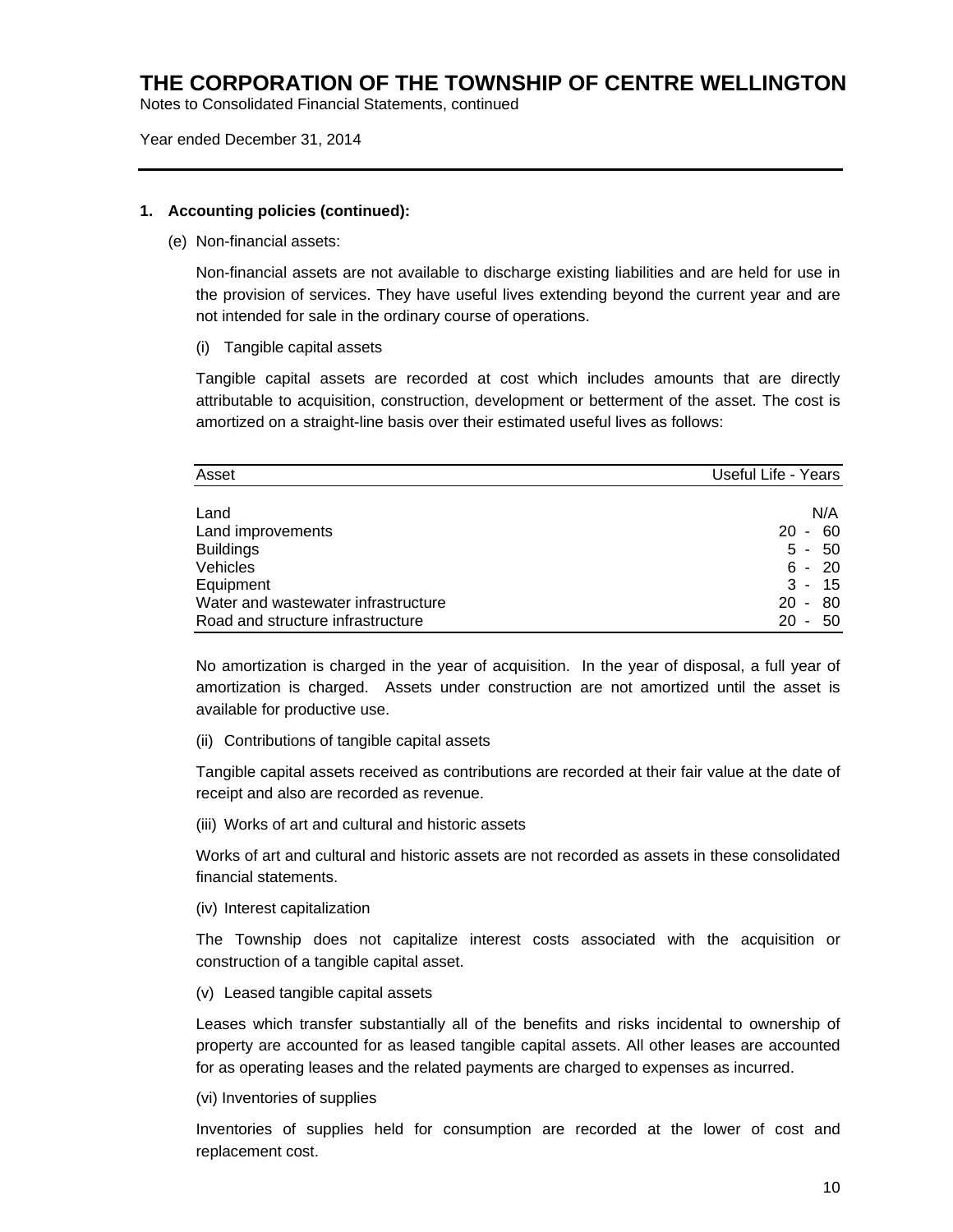# THE CORPORATION OF THE TOWNSHIP OF CENTRE WELLINGTON

Notes to Consolidated Financial Statements, continued

Year ended December 31, 2014

---

**1. Accounting policies (continued):**

(e) Non-financial assets:

Non-financial assets are not available to discharge existing liabilities and are held for use in the provision of services. They have useful lives extending beyond the current year and are not intended for sale in the ordinary course of operations.

(i) Tangible capital assets

Tangible capital assets are recorded at cost which includes amounts that are directly attributable to acquisition, construction, development or betterment of the asset. The cost is amortized on a straight-line basis over their estimated useful lives as follows:

| Asset | Useful Life - Years |
|---|---|
| Land | N/A |
| Land improvements | 20 - 60 |
| Buildings | 5 - 50 |
| Vehicles | 6 - 20 |
| Equipment | 3 - 15 |
| Water and wastewater infrastructure | 20 - 80 |
| Road and structure infrastructure | 20 - 50 |

No amortization is charged in the year of acquisition. In the year of disposal, a full year of amortization is charged. Assets under construction are not amortized until the asset is available for productive use.

(ii) Contributions of tangible capital assets

Tangible capital assets received as contributions are recorded at their fair value at the date of receipt and also are recorded as revenue.

(iii) Works of art and cultural and historic assets

Works of art and cultural and historic assets are not recorded as assets in these consolidated financial statements.

(iv) Interest capitalization

The Township does not capitalize interest costs associated with the acquisition or construction of a tangible capital asset.

(v) Leased tangible capital assets

Leases which transfer substantially all of the benefits and risks incidental to ownership of property are accounted for as leased tangible capital assets. All other leases are accounted for as operating leases and the related payments are charged to expenses as incurred.

(vi) Inventories of supplies

Inventories of supplies held for consumption are recorded at the lower of cost and replacement cost.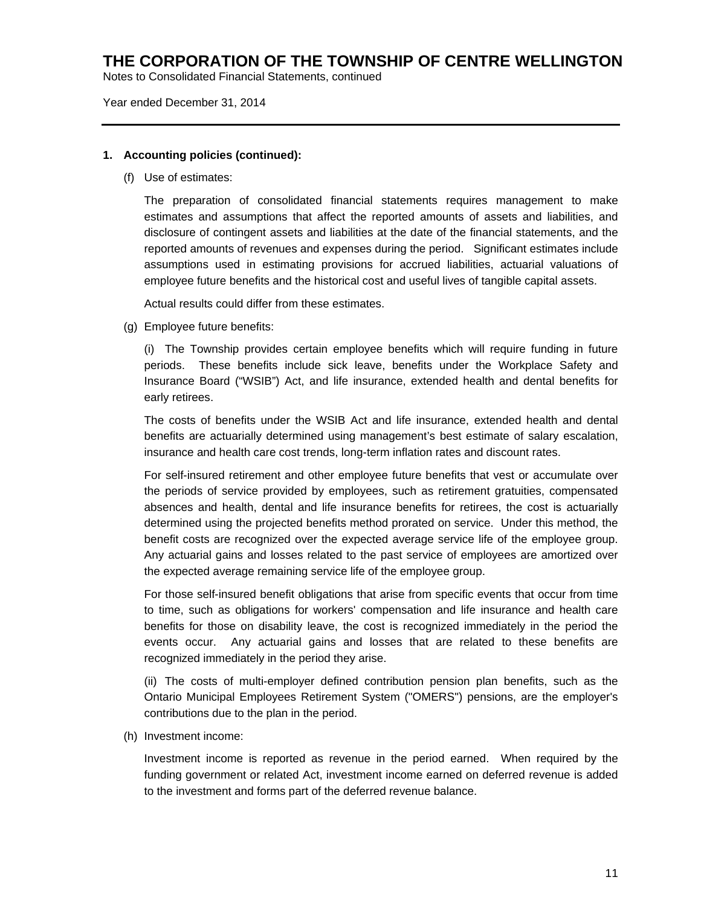# THE CORPORATION OF THE TOWNSHIP OF CENTRE WELLINGTON

Notes to Consolidated Financial Statements, continued

Year ended December 31, 2014

**1. Accounting policies (continued):**

(f) Use of estimates:

The preparation of consolidated financial statements requires management to make estimates and assumptions that affect the reported amounts of assets and liabilities, and disclosure of contingent assets and liabilities at the date of the financial statements, and the reported amounts of revenues and expenses during the period. Significant estimates include assumptions used in estimating provisions for accrued liabilities, actuarial valuations of employee future benefits and the historical cost and useful lives of tangible capital assets.

Actual results could differ from these estimates.

(g) Employee future benefits:

(i) The Township provides certain employee benefits which will require funding in future periods. These benefits include sick leave, benefits under the Workplace Safety and Insurance Board ("WSIB") Act, and life insurance, extended health and dental benefits for early retirees.

The costs of benefits under the WSIB Act and life insurance, extended health and dental benefits are actuarially determined using management's best estimate of salary escalation, insurance and health care cost trends, long-term inflation rates and discount rates.

For self-insured retirement and other employee future benefits that vest or accumulate over the periods of service provided by employees, such as retirement gratuities, compensated absences and health, dental and life insurance benefits for retirees, the cost is actuarially determined using the projected benefits method prorated on service. Under this method, the benefit costs are recognized over the expected average service life of the employee group. Any actuarial gains and losses related to the past service of employees are amortized over the expected average remaining service life of the employee group.

For those self-insured benefit obligations that arise from specific events that occur from time to time, such as obligations for workers' compensation and life insurance and health care benefits for those on disability leave, the cost is recognized immediately in the period the events occur. Any actuarial gains and losses that are related to these benefits are recognized immediately in the period they arise.

(ii) The costs of multi-employer defined contribution pension plan benefits, such as the Ontario Municipal Employees Retirement System ("OMERS") pensions, are the employer's contributions due to the plan in the period.

(h) Investment income:

Investment income is reported as revenue in the period earned. When required by the funding government or related Act, investment income earned on deferred revenue is added to the investment and forms part of the deferred revenue balance.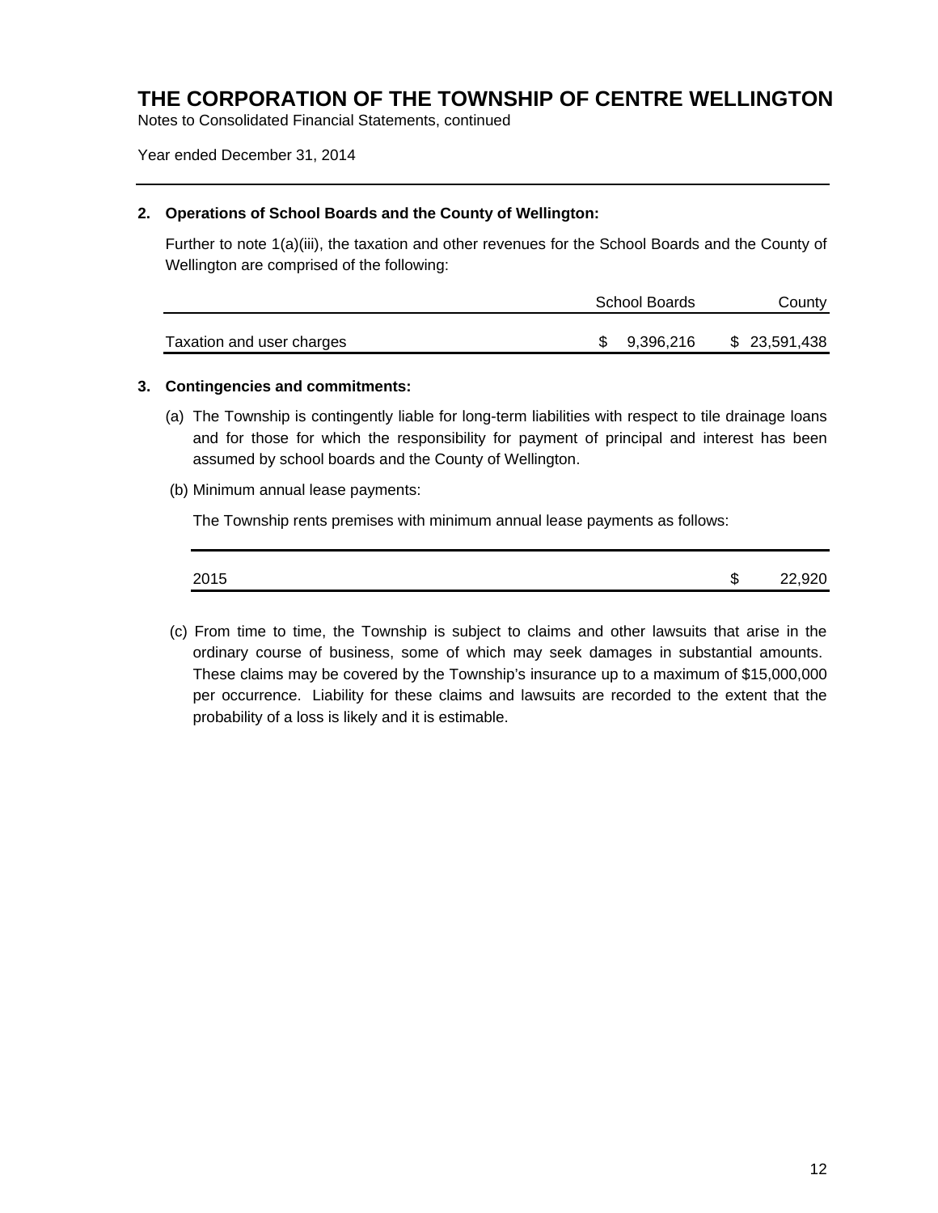# THE CORPORATION OF THE TOWNSHIP OF CENTRE WELLINGTON

Notes to Consolidated Financial Statements, continued

Year ended December 31, 2014

---

**2. Operations of School Boards and the County of Wellington:**

Further to note 1(a)(iii), the taxation and other revenues for the School Boards and the County of Wellington are comprised of the following:

| | School Boards | County |
|---|---|---|
| Taxation and user charges | $ 9,396,216 | $ 23,591,438 |

**3. Contingencies and commitments:**

(a) The Township is contingently liable for long-term liabilities with respect to tile drainage loans and for those for which the responsibility for payment of principal and interest has been assumed by school boards and the County of Wellington.

(b) Minimum annual lease payments:

The Township rents premises with minimum annual lease payments as follows:

| | |
|---|---|
| 2015 | $ 22,920 |

(c) From time to time, the Township is subject to claims and other lawsuits that arise in the ordinary course of business, some of which may seek damages in substantial amounts. These claims may be covered by the Township's insurance up to a maximum of $15,000,000 per occurrence. Liability for these claims and lawsuits are recorded to the extent that the probability of a loss is likely and it is estimable.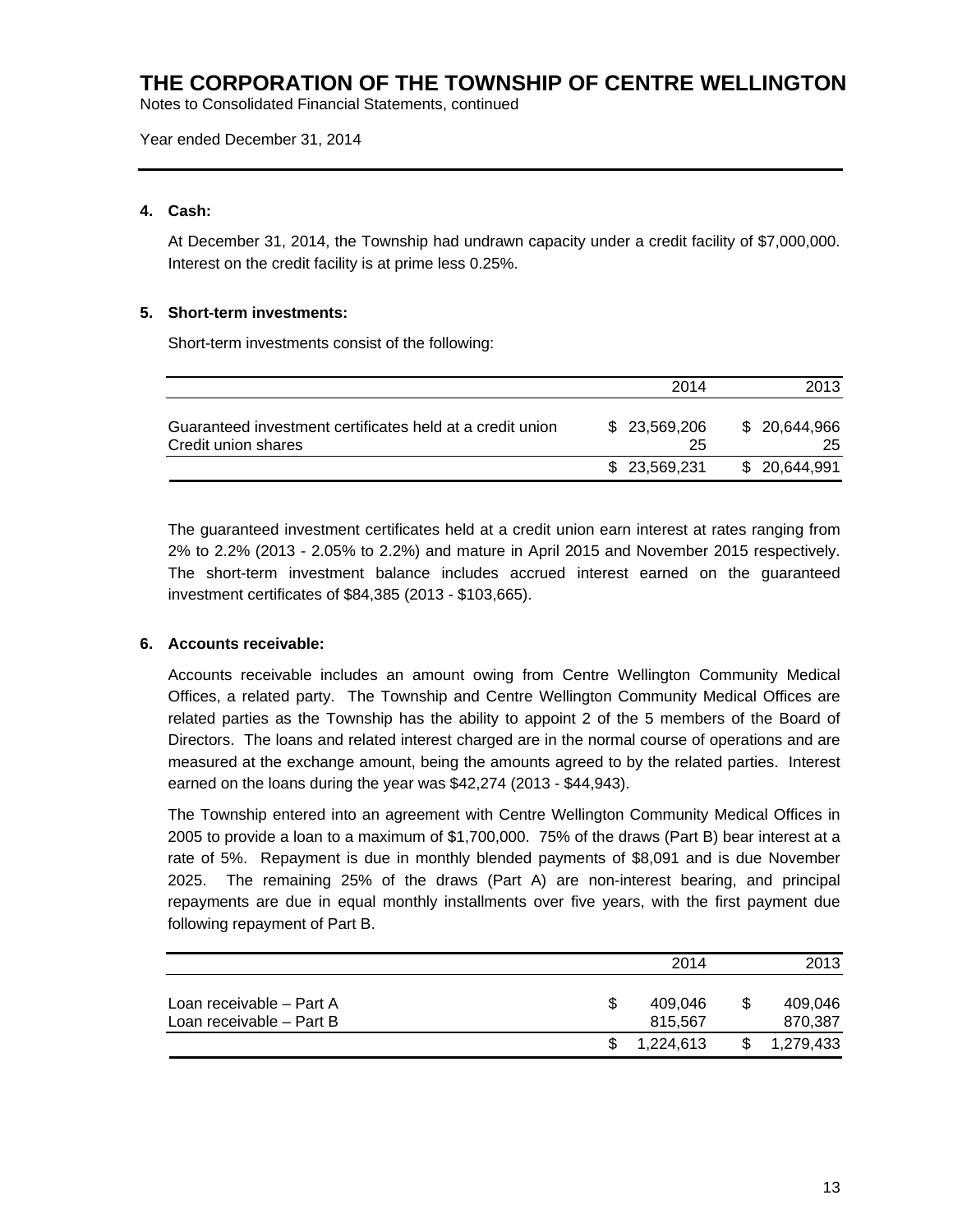**4. Cash:**

At December 31, 2014, the Township had undrawn capacity under a credit facility of $7,000,000. Interest on the credit facility is at prime less 0.25%.

**5. Short-term investments:**

Short-term investments consist of the following:

| | 2014 | 2013 |
|---|---|---|
| Guaranteed investment certificates held at a credit union | $ 23,569,206 | $ 20,644,966 |
| Credit union shares | 25 | 25 |
| | $ 23,569,231 | $ 20,644,991 |

The guaranteed investment certificates held at a credit union earn interest at rates ranging from 2% to 2.2% (2013 - 2.05% to 2.2%) and mature in April 2015 and November 2015 respectively. The short-term investment balance includes accrued interest earned on the guaranteed investment certificates of $84,385 (2013 - $103,665).

**6. Accounts receivable:**

Accounts receivable includes an amount owing from Centre Wellington Community Medical Offices, a related party. The Township and Centre Wellington Community Medical Offices are related parties as the Township has the ability to appoint 2 of the 5 members of the Board of Directors. The loans and related interest charged are in the normal course of operations and are measured at the exchange amount, being the amounts agreed to by the related parties. Interest earned on the loans during the year was $42,274 (2013 - $44,943).

The Township entered into an agreement with Centre Wellington Community Medical Offices in 2005 to provide a loan to a maximum of $1,700,000. 75% of the draws (Part B) bear interest at a rate of 5%. Repayment is due in monthly blended payments of $8,091 and is due November 2025. The remaining 25% of the draws (Part A) are non-interest bearing, and principal repayments are due in equal monthly installments over five years, with the first payment due following repayment of Part B.

| | 2014 | 2013 |
|---|---|---|
| Loan receivable – Part A | $ 409,046 | $ 409,046 |
| Loan receivable – Part B | 815,567 | 870,387 |
| | $ 1,224,613 | $ 1,279,433 |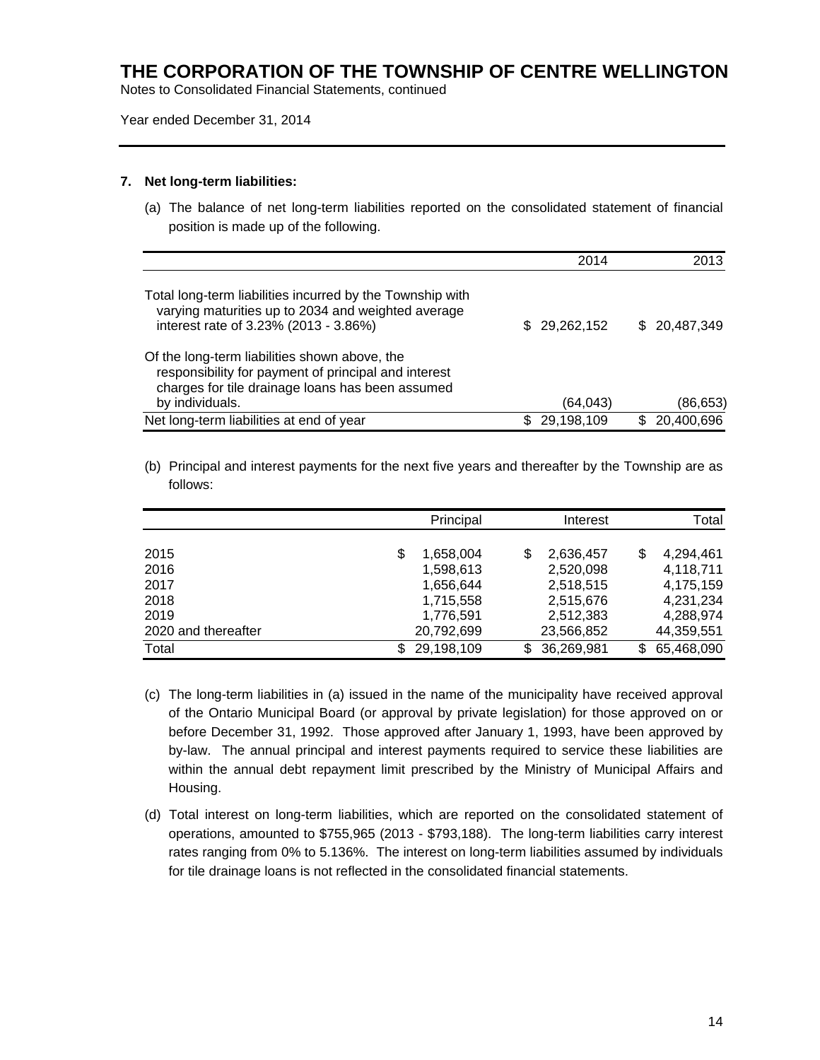# THE CORPORATION OF THE TOWNSHIP OF CENTRE WELLINGTON

Notes to Consolidated Financial Statements, continued

Year ended December 31, 2014

---

**7. Net long-term liabilities:**

(a) The balance of net long-term liabilities reported on the consolidated statement of financial position is made up of the following.

| | 2014 | 2013 |
|---|---|---|
| Total long-term liabilities incurred by the Township with varying maturities up to 2034 and weighted average interest rate of 3.23% (2013 - 3.86%) | $ 29,262,152 | $ 20,487,349 |
| Of the long-term liabilities shown above, the responsibility for payment of principal and interest charges for tile drainage loans has been assumed by individuals. | (64,043) | (86,653) |
| Net long-term liabilities at end of year | $ 29,198,109 | $ 20,400,696 |

(b) Principal and interest payments for the next five years and thereafter by the Township are as follows:

| | Principal | Interest | Total |
|---|---|---|---|
| 2015 | $ 1,658,004 | $ 2,636,457 | $ 4,294,461 |
| 2016 | 1,598,613 | 2,520,098 | 4,118,711 |
| 2017 | 1,656,644 | 2,518,515 | 4,175,159 |
| 2018 | 1,715,558 | 2,515,676 | 4,231,234 |
| 2019 | 1,776,591 | 2,512,383 | 4,288,974 |
| 2020 and thereafter | 20,792,699 | 23,566,852 | 44,359,551 |
| Total | $ 29,198,109 | $ 36,269,981 | $ 65,468,090 |

(c) The long-term liabilities in (a) issued in the name of the municipality have received approval of the Ontario Municipal Board (or approval by private legislation) for those approved on or before December 31, 1992. Those approved after January 1, 1993, have been approved by by-law. The annual principal and interest payments required to service these liabilities are within the annual debt repayment limit prescribed by the Ministry of Municipal Affairs and Housing.

(d) Total interest on long-term liabilities, which are reported on the consolidated statement of operations, amounted to $755,965 (2013 - $793,188). The long-term liabilities carry interest rates ranging from 0% to 5.136%. The interest on long-term liabilities assumed by individuals for tile drainage loans is not reflected in the consolidated financial statements.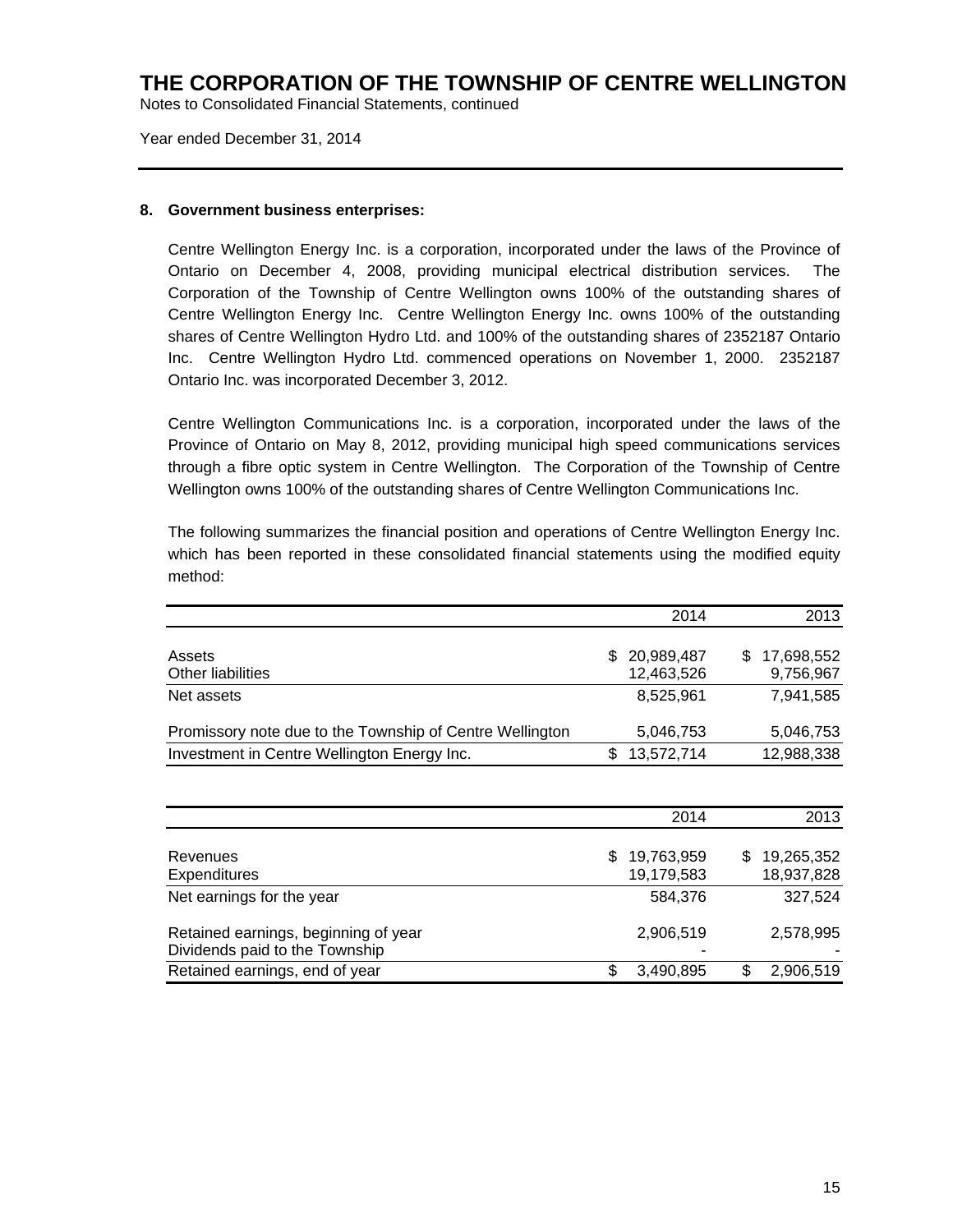# THE CORPORATION OF THE TOWNSHIP OF CENTRE WELLINGTON

Notes to Consolidated Financial Statements, continued

Year ended December 31, 2014

## 8. Government business enterprises:

Centre Wellington Energy Inc. is a corporation, incorporated under the laws of the Province of Ontario on December 4, 2008, providing municipal electrical distribution services. The Corporation of the Township of Centre Wellington owns 100% of the outstanding shares of Centre Wellington Energy Inc. Centre Wellington Energy Inc. owns 100% of the outstanding shares of Centre Wellington Hydro Ltd. and 100% of the outstanding shares of 2352187 Ontario Inc. Centre Wellington Hydro Ltd. commenced operations on November 1, 2000. 2352187 Ontario Inc. was incorporated December 3, 2012.

Centre Wellington Communications Inc. is a corporation, incorporated under the laws of the Province of Ontario on May 8, 2012, providing municipal high speed communications services through a fibre optic system in Centre Wellington. The Corporation of the Township of Centre Wellington owns 100% of the outstanding shares of Centre Wellington Communications Inc.

The following summarizes the financial position and operations of Centre Wellington Energy Inc. which has been reported in these consolidated financial statements using the modified equity method:

| | 2014 | 2013 |
|---|---|---|
| Assets | $ 20,989,487 | $ 17,698,552 |
| Other liabilities | 12,463,526 | 9,756,967 |
| Net assets | 8,525,961 | 7,941,585 |
| Promissory note due to the Township of Centre Wellington | 5,046,753 | 5,046,753 |
| Investment in Centre Wellington Energy Inc. | $ 13,572,714 | 12,988,338 |

| | 2014 | 2013 |
|---|---|---|
| Revenues | $ 19,763,959 | $ 19,265,352 |
| Expenditures | 19,179,583 | 18,937,828 |
| Net earnings for the year | 584,376 | 327,524 |
| Retained earnings, beginning of year | 2,906,519 | 2,578,995 |
| Dividends paid to the Township | - | - |
| Retained earnings, end of year | $ 3,490,895 | $ 2,906,519 |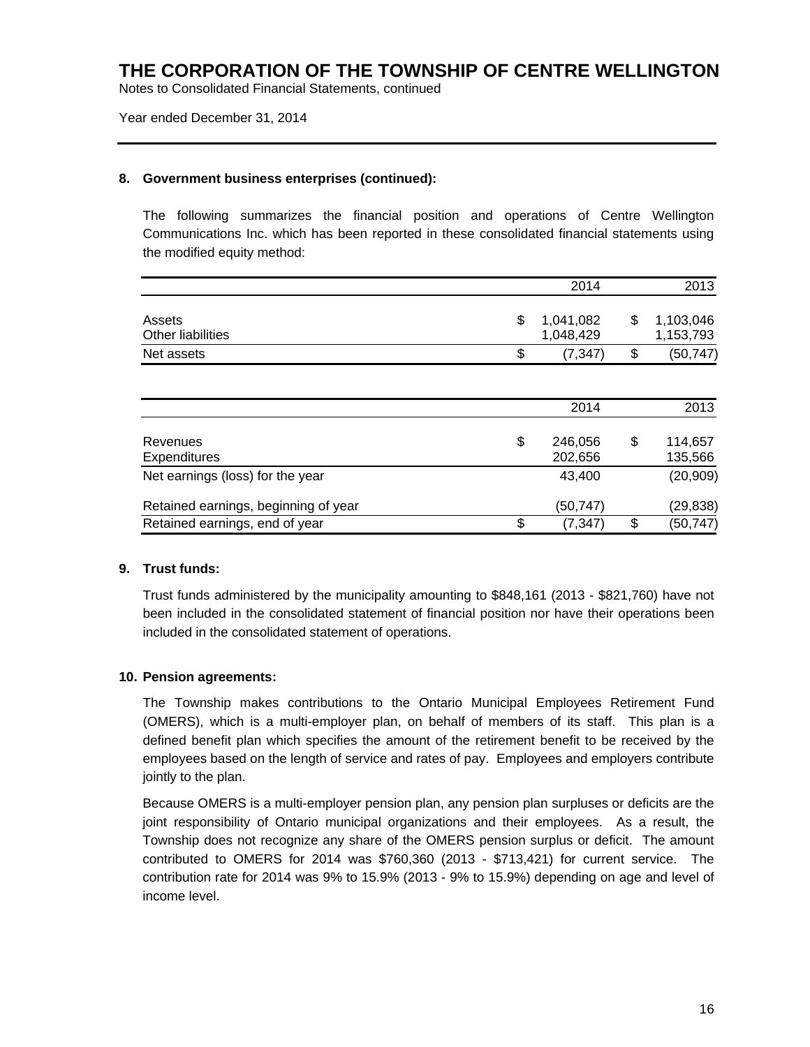**8. Government business enterprises (continued):**

The following summarizes the financial position and operations of Centre Wellington Communications Inc. which has been reported in these consolidated financial statements using the modified equity method:

| | 2014 | 2013 |
|---|---|---|
| Assets | $ 1,041,082 | $ 1,103,046 |
| Other liabilities | 1,048,429 | 1,153,793 |
| Net assets | $ (7,347) | $ (50,747) |

| | 2014 | 2013 |
|---|---|---|
| Revenues | $ 246,056 | $ 114,657 |
| Expenditures | 202,656 | 135,566 |
| Net earnings (loss) for the year | 43,400 | (20,909) |
| Retained earnings, beginning of year | (50,747) | (29,838) |
| Retained earnings, end of year | $ (7,347) | $ (50,747) |

**9. Trust funds:**

Trust funds administered by the municipality amounting to $848,161 (2013 - $821,760) have not been included in the consolidated statement of financial position nor have their operations been included in the consolidated statement of operations.

**10. Pension agreements:**

The Township makes contributions to the Ontario Municipal Employees Retirement Fund (OMERS), which is a multi-employer plan, on behalf of members of its staff. This plan is a defined benefit plan which specifies the amount of the retirement benefit to be received by the employees based on the length of service and rates of pay. Employees and employers contribute jointly to the plan.

Because OMERS is a multi-employer pension plan, any pension plan surpluses or deficits are the joint responsibility of Ontario municipal organizations and their employees. As a result, the Township does not recognize any share of the OMERS pension surplus or deficit. The amount contributed to OMERS for 2014 was $760,360 (2013 - $713,421) for current service. The contribution rate for 2014 was 9% to 15.9% (2013 - 9% to 15.9%) depending on age and level of income level.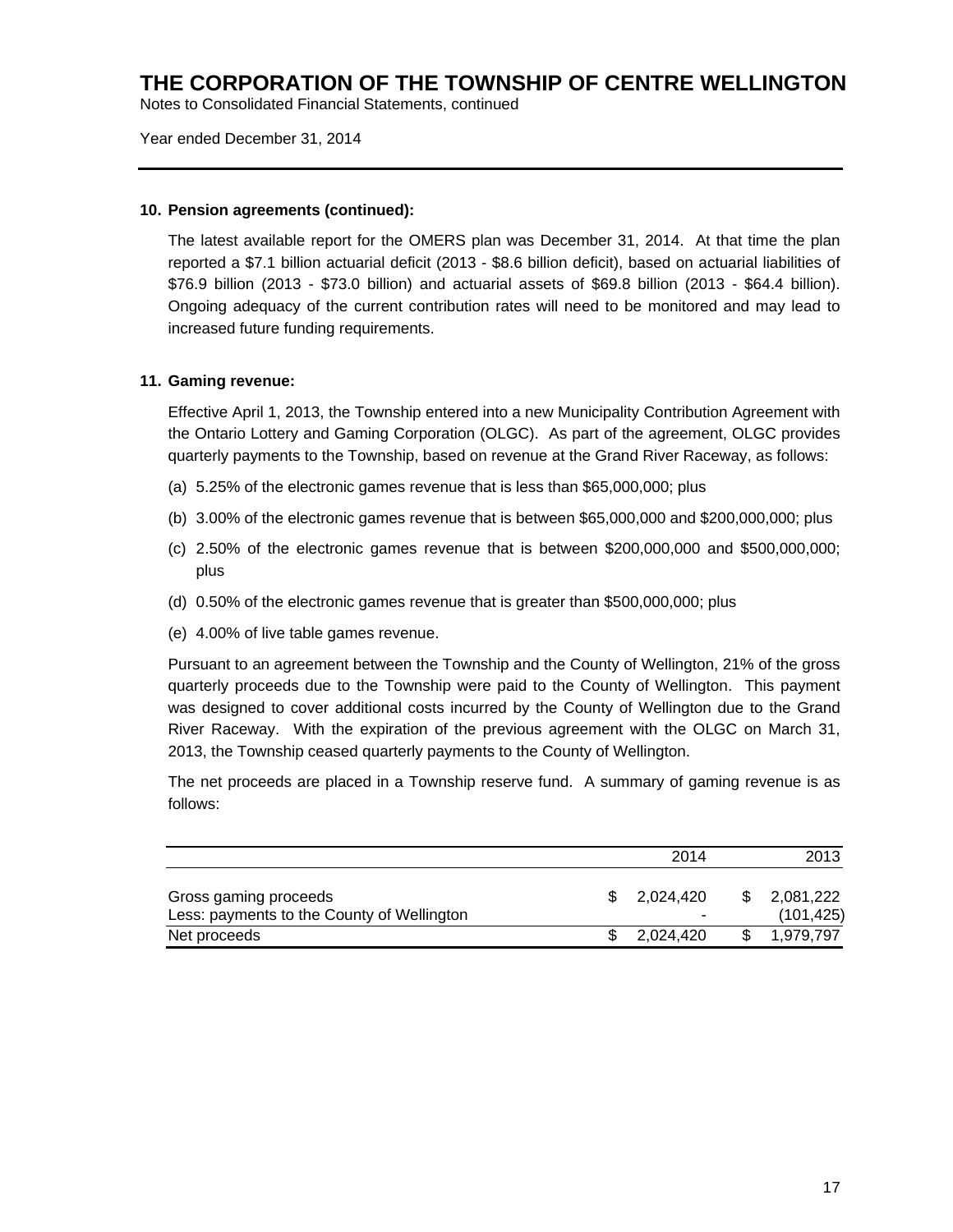# THE CORPORATION OF THE TOWNSHIP OF CENTRE WELLINGTON

Notes to Consolidated Financial Statements, continued

Year ended December 31, 2014

---

**10. Pension agreements (continued):**

The latest available report for the OMERS plan was December 31, 2014. At that time the plan reported a $7.1 billion actuarial deficit (2013 - $8.6 billion deficit), based on actuarial liabilities of $76.9 billion (2013 - $73.0 billion) and actuarial assets of $69.8 billion (2013 - $64.4 billion). Ongoing adequacy of the current contribution rates will need to be monitored and may lead to increased future funding requirements.

**11. Gaming revenue:**

Effective April 1, 2013, the Township entered into a new Municipality Contribution Agreement with the Ontario Lottery and Gaming Corporation (OLGC). As part of the agreement, OLGC provides quarterly payments to the Township, based on revenue at the Grand River Raceway, as follows:

(a) 5.25% of the electronic games revenue that is less than $65,000,000; plus

(b) 3.00% of the electronic games revenue that is between $65,000,000 and $200,000,000; plus

(c) 2.50% of the electronic games revenue that is between $200,000,000 and $500,000,000; plus

(d) 0.50% of the electronic games revenue that is greater than $500,000,000; plus

(e) 4.00% of live table games revenue.

Pursuant to an agreement between the Township and the County of Wellington, 21% of the gross quarterly proceeds due to the Township were paid to the County of Wellington. This payment was designed to cover additional costs incurred by the County of Wellington due to the Grand River Raceway. With the expiration of the previous agreement with the OLGC on March 31, 2013, the Township ceased quarterly payments to the County of Wellington.

The net proceeds are placed in a Township reserve fund. A summary of gaming revenue is as follows:

| | 2014 | 2013 |
|---|---|---|
| Gross gaming proceeds | $ 2,024,420 | $ 2,081,222 |
| Less: payments to the County of Wellington | - | (101,425) |
| Net proceeds | $ 2,024,420 | $ 1,979,797 |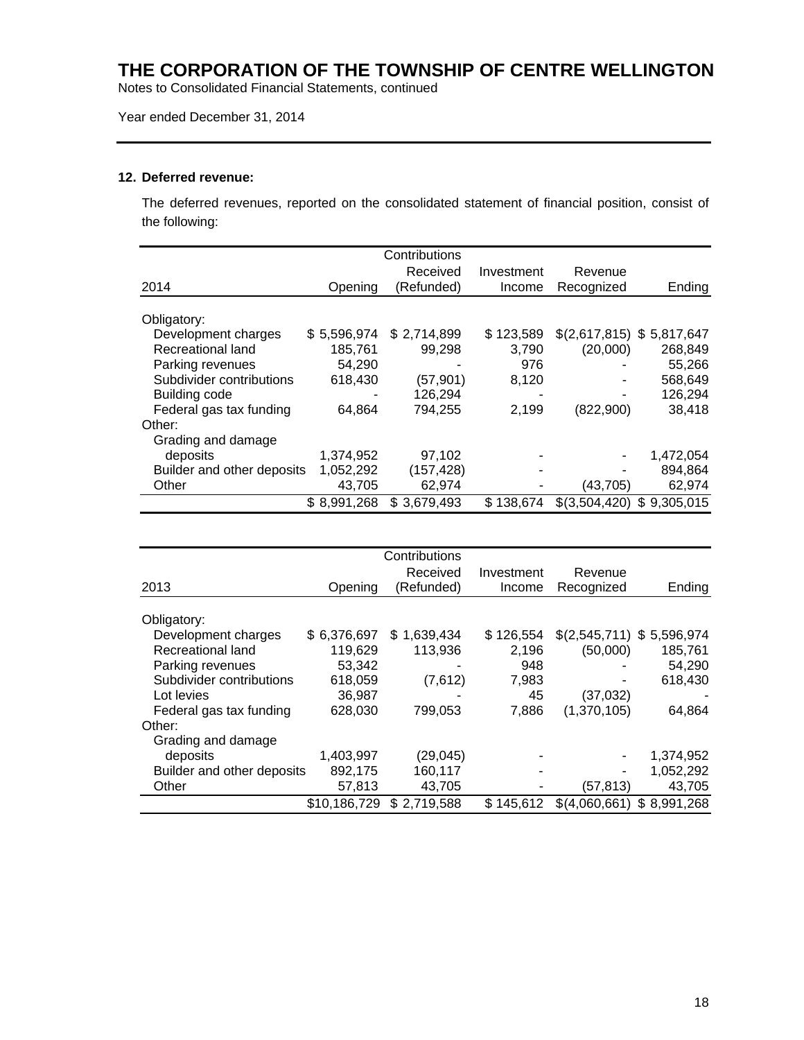# THE CORPORATION OF THE TOWNSHIP OF CENTRE WELLINGTON

Notes to Consolidated Financial Statements, continued

Year ended December 31, 2014

## 12. Deferred revenue:

The deferred revenues, reported on the consolidated statement of financial position, consist of the following:

| 2014 | Opening | Contributions Received (Refunded) | Investment Income | Revenue Recognized | Ending |
|---|---|---|---|---|---|
| Obligatory: | | | | | |
| Development charges | $ 5,596,974 | $ 2,714,899 | $ 123,589 | $(2,617,815) | $ 5,817,647 |
| Recreational land | 185,761 | 99,298 | 3,790 | (20,000) | 268,849 |
| Parking revenues | 54,290 | - | 976 | - | 55,266 |
| Subdivider contributions | 618,430 | (57,901) | 8,120 | - | 568,649 |
| Building code | - | 126,294 | - | - | 126,294 |
| Federal gas tax funding | 64,864 | 794,255 | 2,199 | (822,900) | 38,418 |
| Other: | | | | | |
| Grading and damage deposits | 1,374,952 | 97,102 | - | - | 1,472,054 |
| Builder and other deposits | 1,052,292 | (157,428) | - | - | 894,864 |
| Other | 43,705 | 62,974 | - | (43,705) | 62,974 |
| | $ 8,991,268 | $ 3,679,493 | $ 138,674 | $(3,504,420) | $ 9,305,015 |

| 2013 | Opening | Contributions Received (Refunded) | Investment Income | Revenue Recognized | Ending |
|---|---|---|---|---|---|
| Obligatory: | | | | | |
| Development charges | $ 6,376,697 | $ 1,639,434 | $ 126,554 | $(2,545,711) | $ 5,596,974 |
| Recreational land | 119,629 | 113,936 | 2,196 | (50,000) | 185,761 |
| Parking revenues | 53,342 | - | 948 | - | 54,290 |
| Subdivider contributions | 618,059 | (7,612) | 7,983 | - | 618,430 |
| Lot levies | 36,987 | - | 45 | (37,032) | - |
| Federal gas tax funding | 628,030 | 799,053 | 7,886 | (1,370,105) | 64,864 |
| Other: | | | | | |
| Grading and damage deposits | 1,403,997 | (29,045) | - | - | 1,374,952 |
| Builder and other deposits | 892,175 | 160,117 | - | - | 1,052,292 |
| Other | 57,813 | 43,705 | - | (57,813) | 43,705 |
| | $10,186,729 | $ 2,719,588 | $ 145,612 | $(4,060,661) | $ 8,991,268 |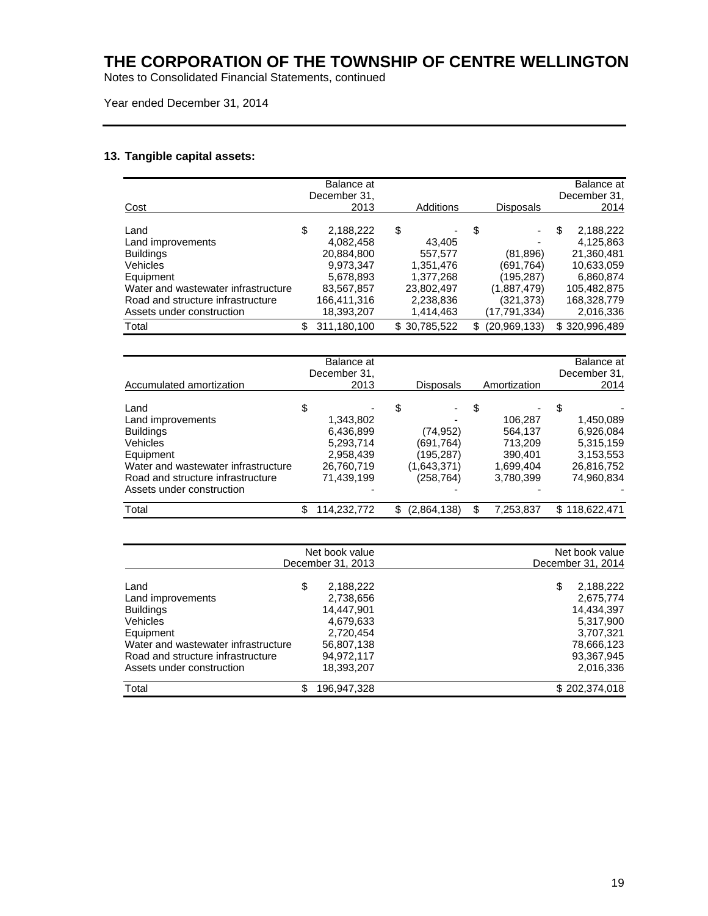# THE CORPORATION OF THE TOWNSHIP OF CENTRE WELLINGTON

Notes to Consolidated Financial Statements, continued

Year ended December 31, 2014

## 13. Tangible capital assets:

| Cost | Balance at December 31, 2013 | Additions | Disposals | Balance at December 31, 2014 |
|---|---|---|---|---|
| Land | $ 2,188,222 | $ - | $ - | $ 2,188,222 |
| Land improvements | 4,082,458 | 43,405 | - | 4,125,863 |
| Buildings | 20,884,800 | 557,577 | (81,896) | 21,360,481 |
| Vehicles | 9,973,347 | 1,351,476 | (691,764) | 10,633,059 |
| Equipment | 5,678,893 | 1,377,268 | (195,287) | 6,860,874 |
| Water and wastewater infrastructure | 83,567,857 | 23,802,497 | (1,887,479) | 105,482,875 |
| Road and structure infrastructure | 166,411,316 | 2,238,836 | (321,373) | 168,328,779 |
| Assets under construction | 18,393,207 | 1,414,463 | (17,791,334) | 2,016,336 |
| Total | $ 311,180,100 | $ 30,785,522 | $ (20,969,133) | $ 320,996,489 |

| Accumulated amortization | Balance at December 31, 2013 | Disposals | Amortization | Balance at December 31, 2014 |
|---|---|---|---|---|
| Land | $ - | $ - | $ - | $ - |
| Land improvements | 1,343,802 | - | 106,287 | 1,450,089 |
| Buildings | 6,436,899 | (74,952) | 564,137 | 6,926,084 |
| Vehicles | 5,293,714 | (691,764) | 713,209 | 5,315,159 |
| Equipment | 2,958,439 | (195,287) | 390,401 | 3,153,553 |
| Water and wastewater infrastructure | 26,760,719 | (1,643,371) | 1,699,404 | 26,816,752 |
| Road and structure infrastructure | 71,439,199 | (258,764) | 3,780,399 | 74,960,834 |
| Assets under construction | - | - | - | - |
| Total | $ 114,232,772 | $ (2,864,138) | $ 7,253,837 | $ 118,622,471 |

| | Net book value December 31, 2013 | Net book value December 31, 2014 |
|---|---|---|
| Land | $ 2,188,222 | $ 2,188,222 |
| Land improvements | 2,738,656 | 2,675,774 |
| Buildings | 14,447,901 | 14,434,397 |
| Vehicles | 4,679,633 | 5,317,900 |
| Equipment | 2,720,454 | 3,707,321 |
| Water and wastewater infrastructure | 56,807,138 | 78,666,123 |
| Road and structure infrastructure | 94,972,117 | 93,367,945 |
| Assets under construction | 18,393,207 | 2,016,336 |
| Total | $ 196,947,328 | $ 202,374,018 |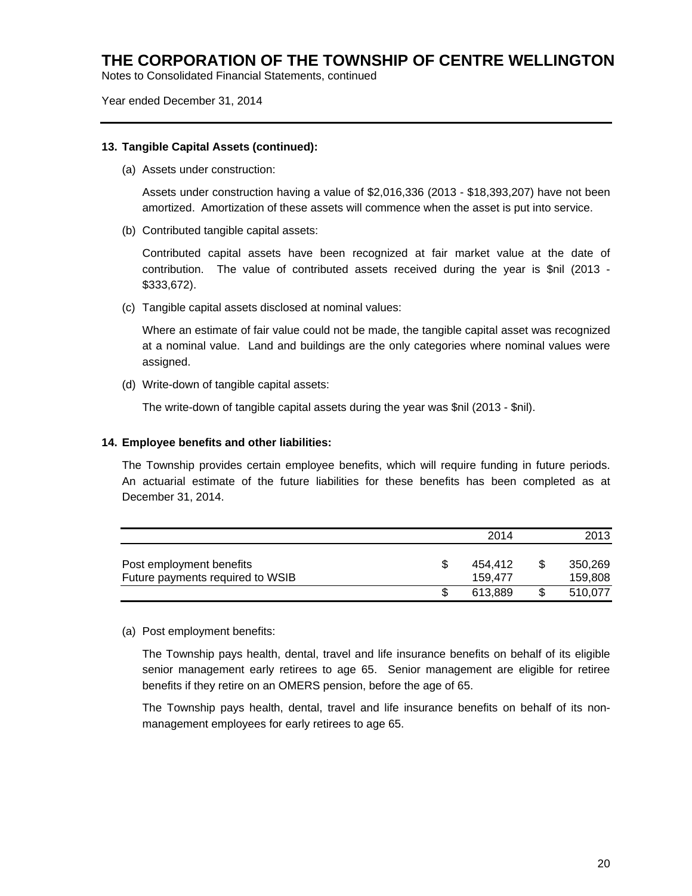#### 13. Tangible Capital Assets (continued):

(a) Assets under construction:

Assets under construction having a value of $2,016,336 (2013 - $18,393,207) have not been amortized. Amortization of these assets will commence when the asset is put into service.

(b) Contributed tangible capital assets:

Contributed capital assets have been recognized at fair market value at the date of contribution. The value of contributed assets received during the year is $nil (2013 - $333,672).

(c) Tangible capital assets disclosed at nominal values:

Where an estimate of fair value could not be made, the tangible capital asset was recognized at a nominal value. Land and buildings are the only categories where nominal values were assigned.

(d) Write-down of tangible capital assets:

The write-down of tangible capital assets during the year was $nil (2013 - $nil).

#### 14. Employee benefits and other liabilities:

The Township provides certain employee benefits, which will require funding in future periods. An actuarial estimate of the future liabilities for these benefits has been completed as at December 31, 2014.

| | 2014 | 2013 |
|---|---|---|
| Post employment benefits | $ 454,412 | $ 350,269 |
| Future payments required to WSIB | 159,477 | 159,808 |
| | $ 613,889 | $ 510,077 |

(a) Post employment benefits:

The Township pays health, dental, travel and life insurance benefits on behalf of its eligible senior management early retirees to age 65. Senior management are eligible for retiree benefits if they retire on an OMERS pension, before the age of 65.

The Township pays health, dental, travel and life insurance benefits on behalf of its non-management employees for early retirees to age 65.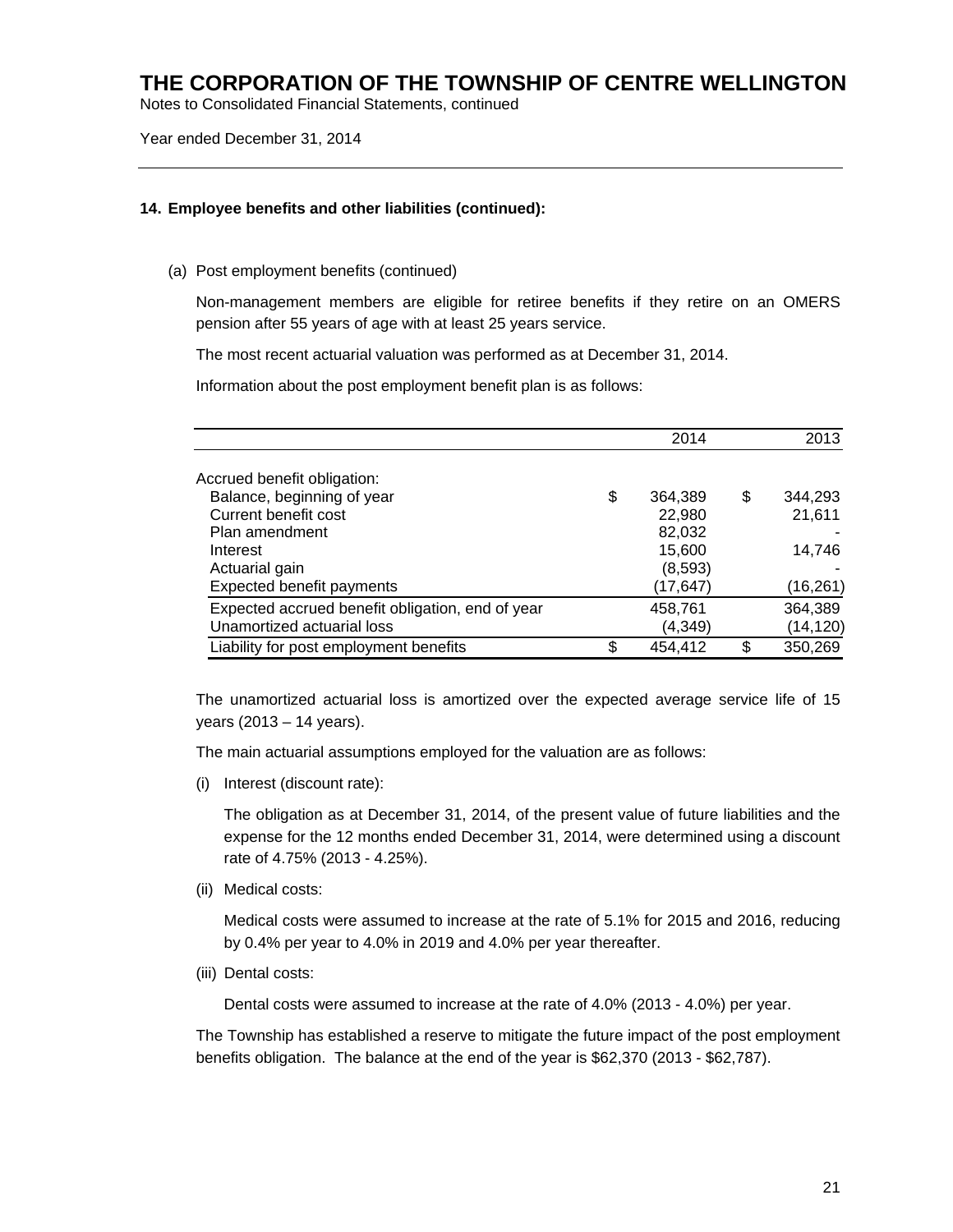**14. Employee benefits and other liabilities (continued):**

(a) Post employment benefits (continued)

Non-management members are eligible for retiree benefits if they retire on an OMERS pension after 55 years of age with at least 25 years service.

The most recent actuarial valuation was performed as at December 31, 2014.

Information about the post employment benefit plan is as follows:

| | 2014 | 2013 |
|---|---|---|
| Accrued benefit obligation: | | |
| Balance, beginning of year | $ 364,389 | $ 344,293 |
| Current benefit cost | 22,980 | 21,611 |
| Plan amendment | 82,032 | - |
| Interest | 15,600 | 14,746 |
| Actuarial gain | (8,593) | - |
| Expected benefit payments | (17,647) | (16,261) |
| Expected accrued benefit obligation, end of year | 458,761 | 364,389 |
| Unamortized actuarial loss | (4,349) | (14,120) |
| Liability for post employment benefits | $ 454,412 | $ 350,269 |

The unamortized actuarial loss is amortized over the expected average service life of 15 years (2013 – 14 years).

The main actuarial assumptions employed for the valuation are as follows:

(i) Interest (discount rate):

The obligation as at December 31, 2014, of the present value of future liabilities and the expense for the 12 months ended December 31, 2014, were determined using a discount rate of 4.75% (2013 - 4.25%).

(ii) Medical costs:

Medical costs were assumed to increase at the rate of 5.1% for 2015 and 2016, reducing by 0.4% per year to 4.0% in 2019 and 4.0% per year thereafter.

(iii) Dental costs:

Dental costs were assumed to increase at the rate of 4.0% (2013 - 4.0%) per year.

The Township has established a reserve to mitigate the future impact of the post employment benefits obligation. The balance at the end of the year is $62,370 (2013 - $62,787).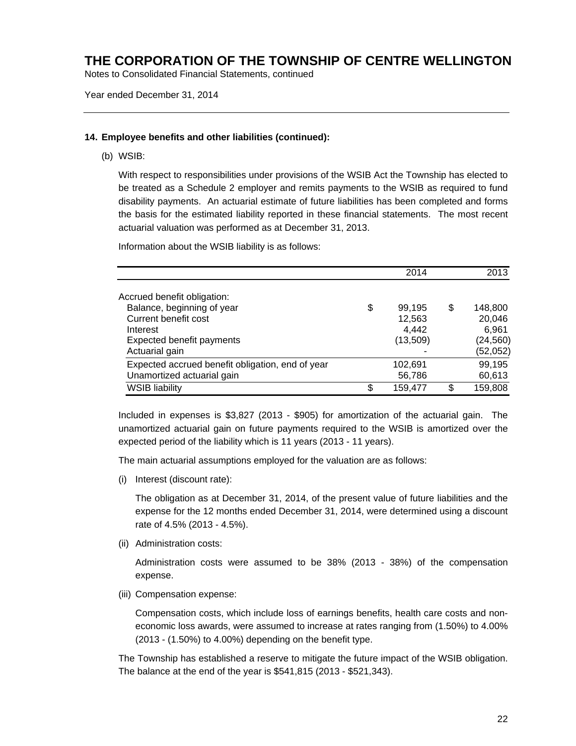# THE CORPORATION OF THE TOWNSHIP OF CENTRE WELLINGTON

Notes to Consolidated Financial Statements, continued

Year ended December 31, 2014

## 14. Employee benefits and other liabilities (continued):

(b) WSIB:

With respect to responsibilities under provisions of the WSIB Act the Township has elected to be treated as a Schedule 2 employer and remits payments to the WSIB as required to fund disability payments. An actuarial estimate of future liabilities has been completed and forms the basis for the estimated liability reported in these financial statements. The most recent actuarial valuation was performed as at December 31, 2013.

Information about the WSIB liability is as follows:

| | 2014 | 2013 |
|---|---|---|
| Accrued benefit obligation: | | |
| Balance, beginning of year | $ 99,195 | $ 148,800 |
| Current benefit cost | 12,563 | 20,046 |
| Interest | 4,442 | 6,961 |
| Expected benefit payments | (13,509) | (24,560) |
| Actuarial gain | - | (52,052) |
| Expected accrued benefit obligation, end of year | 102,691 | 99,195 |
| Unamortized actuarial gain | 56,786 | 60,613 |
| WSIB liability | $ 159,477 | $ 159,808 |

Included in expenses is $3,827 (2013 - $905) for amortization of the actuarial gain. The unamortized actuarial gain on future payments required to the WSIB is amortized over the expected period of the liability which is 11 years (2013 - 11 years).

The main actuarial assumptions employed for the valuation are as follows:

(i) Interest (discount rate):

The obligation as at December 31, 2014, of the present value of future liabilities and the expense for the 12 months ended December 31, 2014, were determined using a discount rate of 4.5% (2013 - 4.5%).

(ii) Administration costs:

Administration costs were assumed to be 38% (2013 - 38%) of the compensation expense.

(iii) Compensation expense:

Compensation costs, which include loss of earnings benefits, health care costs and non-economic loss awards, were assumed to increase at rates ranging from (1.50%) to 4.00% (2013 - (1.50%) to 4.00%) depending on the benefit type.

The Township has established a reserve to mitigate the future impact of the WSIB obligation. The balance at the end of the year is $541,815 (2013 - $521,343).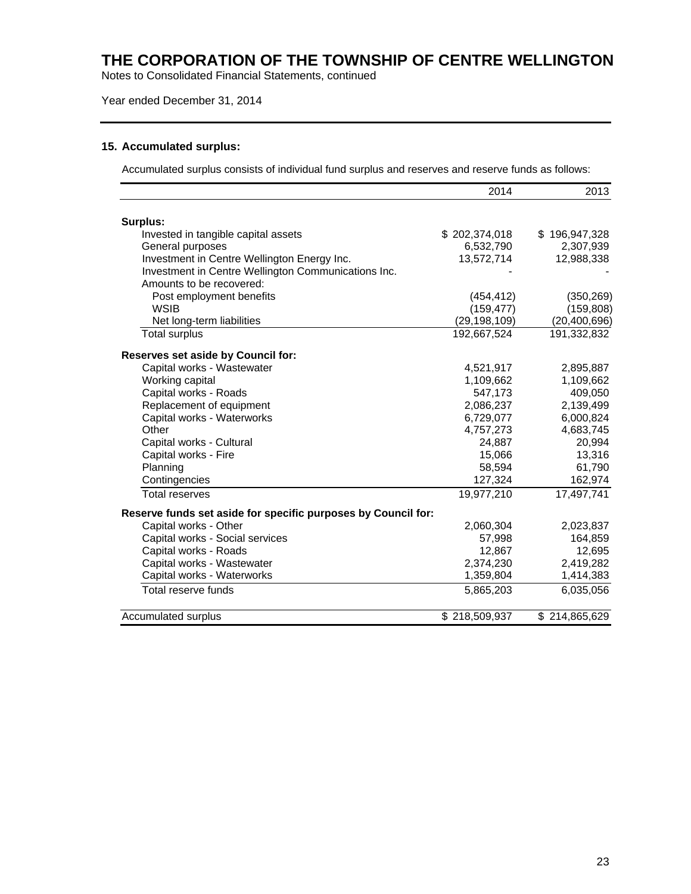# THE CORPORATION OF THE TOWNSHIP OF CENTRE WELLINGTON

Notes to Consolidated Financial Statements, continued

Year ended December 31, 2014

### 15. Accumulated surplus:

Accumulated surplus consists of individual fund surplus and reserves and reserve funds as follows:

| | 2014 | 2013 |
|---|---|---|
| **Surplus:** | | |
| Invested in tangible capital assets | $ 202,374,018 | $ 196,947,328 |
| General purposes | 6,532,790 | 2,307,939 |
| Investment in Centre Wellington Energy Inc. | 13,572,714 | 12,988,338 |
| Investment in Centre Wellington Communications Inc. | - | - |
| Amounts to be recovered: | | |
| Post employment benefits | (454,412) | (350,269) |
| WSIB | (159,477) | (159,808) |
| Net long-term liabilities | (29,198,109) | (20,400,696) |
| Total surplus | 192,667,524 | 191,332,832 |
| **Reserves set aside by Council for:** | | |
| Capital works - Wastewater | 4,521,917 | 2,895,887 |
| Working capital | 1,109,662 | 1,109,662 |
| Capital works - Roads | 547,173 | 409,050 |
| Replacement of equipment | 2,086,237 | 2,139,499 |
| Capital works - Waterworks | 6,729,077 | 6,000,824 |
| Other | 4,757,273 | 4,683,745 |
| Capital works - Cultural | 24,887 | 20,994 |
| Capital works - Fire | 15,066 | 13,316 |
| Planning | 58,594 | 61,790 |
| Contingencies | 127,324 | 162,974 |
| Total reserves | 19,977,210 | 17,497,741 |
| **Reserve funds set aside for specific purposes by Council for:** | | |
| Capital works - Other | 2,060,304 | 2,023,837 |
| Capital works - Social services | 57,998 | 164,859 |
| Capital works - Roads | 12,867 | 12,695 |
| Capital works - Wastewater | 2,374,230 | 2,419,282 |
| Capital works - Waterworks | 1,359,804 | 1,414,383 |
| Total reserve funds | 5,865,203 | 6,035,056 |
| Accumulated surplus | $ 218,509,937 | $ 214,865,629 |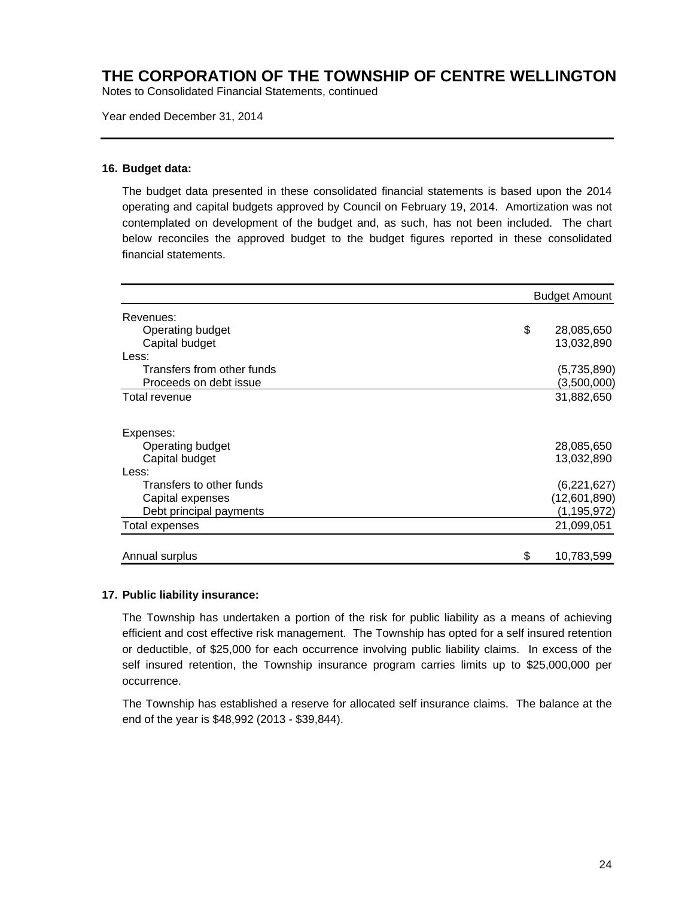# THE CORPORATION OF THE TOWNSHIP OF CENTRE WELLINGTON

Notes to Consolidated Financial Statements, continued

Year ended December 31, 2014

---

## 16. Budget data:

The budget data presented in these consolidated financial statements is based upon the 2014 operating and capital budgets approved by Council on February 19, 2014. Amortization was not contemplated on development of the budget and, as such, has not been included. The chart below reconciles the approved budget to the budget figures reported in these consolidated financial statements.

| | Budget Amount |
|---|---|
| Revenues: | |
| Operating budget | $ 28,085,650 |
| Capital budget | 13,032,890 |
| Less: | |
| Transfers from other funds | (5,735,890) |
| Proceeds on debt issue | (3,500,000) |
| Total revenue | 31,882,650 |
| | |
| Expenses: | |
| Operating budget | 28,085,650 |
| Capital budget | 13,032,890 |
| Less: | |
| Transfers to other funds | (6,221,627) |
| Capital expenses | (12,601,890) |
| Debt principal payments | (1,195,972) |
| Total expenses | 21,099,051 |
| | |
| Annual surplus | $ 10,783,599 |

## 17. Public liability insurance:

The Township has undertaken a portion of the risk for public liability as a means of achieving efficient and cost effective risk management. The Township has opted for a self insured retention or deductible, of $25,000 for each occurrence involving public liability claims. In excess of the self insured retention, the Township insurance program carries limits up to $25,000,000 per occurrence.

The Township has established a reserve for allocated self insurance claims. The balance at the end of the year is $48,992 (2013 - $39,844).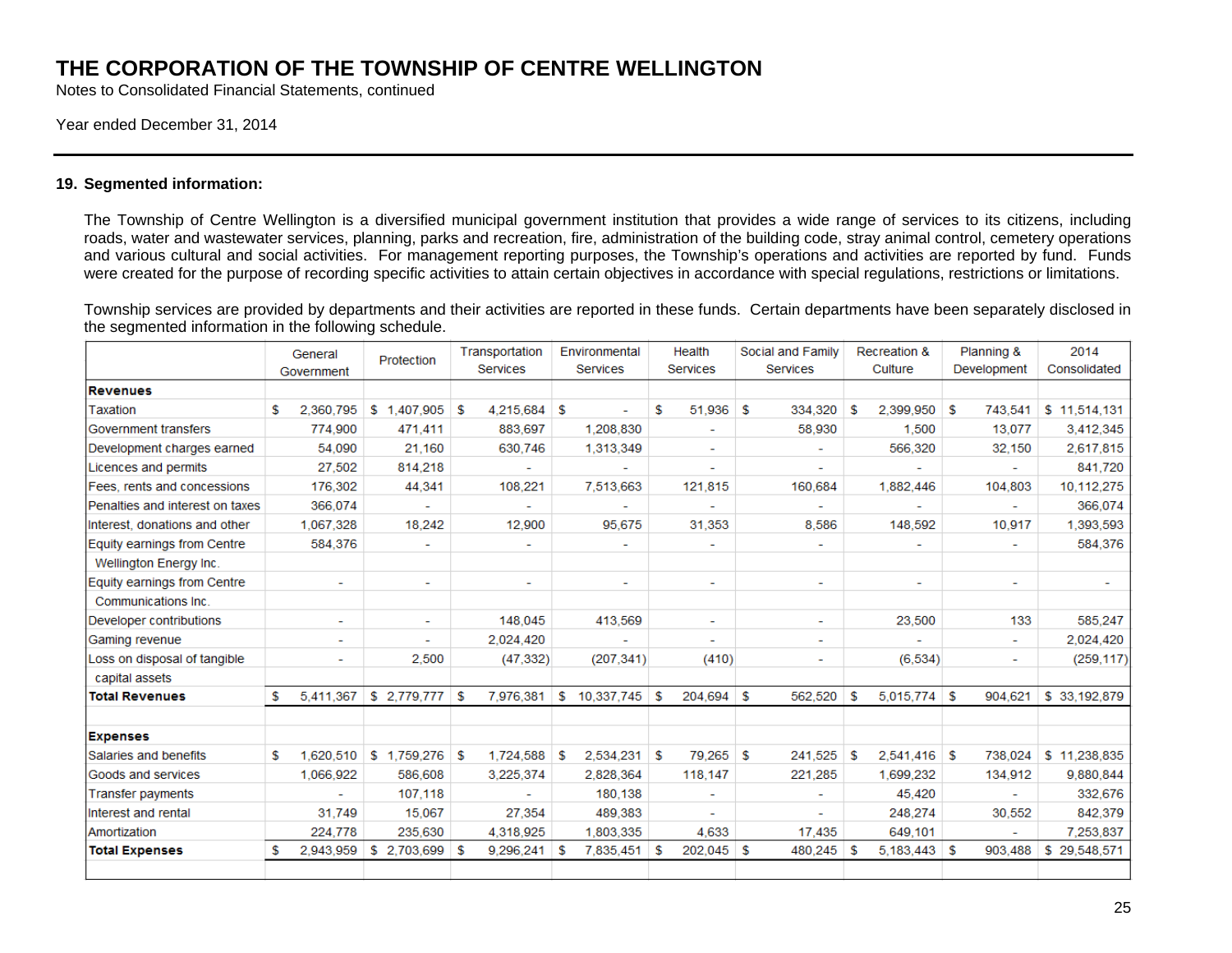# THE CORPORATION OF THE TOWNSHIP OF CENTRE WELLINGTON

Notes to Consolidated Financial Statements, continued

Year ended December 31, 2014

### 19. Segmented information:

The Township of Centre Wellington is a diversified municipal government institution that provides a wide range of services to its citizens, including roads, water and wastewater services, planning, parks and recreation, fire, administration of the building code, stray animal control, cemetery operations and various cultural and social activities. For management reporting purposes, the Township's operations and activities are reported by fund. Funds were created for the purpose of recording specific activities to attain certain objectives in accordance with special regulations, restrictions or limitations.

Township services are provided by departments and their activities are reported in these funds. Certain departments have been separately disclosed in the segmented information in the following schedule.

| | General Government | Protection | Transportation Services | Environmental Services | Health Services | Social and Family Services | Recreation & Culture | Planning & Development | 2014 Consolidated |
|---|---|---|---|---|---|---|---|---|---|
| **Revenues** | | | | | | | | | |
| Taxation | $ 2,360,795 | $ 1,407,905 | $ 4,215,684 | $ - | $ 51,936 | $ 334,320 | $ 2,399,950 | $ 743,541 | $ 11,514,131 |
| Government transfers | 774,900 | 471,411 | 883,697 | 1,208,830 | - | 58,930 | 1,500 | 13,077 | 3,412,345 |
| Development charges earned | 54,090 | 21,160 | 630,746 | 1,313,349 | - | - | 566,320 | 32,150 | 2,617,815 |
| Licences and permits | 27,502 | 814,218 | - | - | - | - | - | - | 841,720 |
| Fees, rents and concessions | 176,302 | 44,341 | 108,221 | 7,513,663 | 121,815 | 160,684 | 1,882,446 | 104,803 | 10,112,275 |
| Penalties and interest on taxes | 366,074 | - | - | - | - | - | - | - | 366,074 |
| Interest, donations and other | 1,067,328 | 18,242 | 12,900 | 95,675 | 31,353 | 8,586 | 148,592 | 10,917 | 1,393,593 |
| Equity earnings from Centre Wellington Energy Inc. | 584,376 | - | - | - | - | - | - | - | 584,376 |
| Equity earnings from Centre Communications Inc. | - | - | - | - | - | - | - | - | - |
| Developer contributions | - | - | 148,045 | 413,569 | - | - | 23,500 | 133 | 585,247 |
| Gaming revenue | - | - | 2,024,420 | - | - | - | - | - | 2,024,420 |
| Loss on disposal of tangible capital assets | - | 2,500 | (47,332) | (207,341) | (410) | - | (6,534) | - | (259,117) |
| **Total Revenues** | $ 5,411,367 | $ 2,779,777 | $ 7,976,381 | $ 10,337,745 | $ 204,694 | $ 562,520 | $ 5,015,774 | $ 904,621 | $ 33,192,879 |
| | | | | | | | | | |
| **Expenses** | | | | | | | | | |
| Salaries and benefits | $ 1,620,510 | $ 1,759,276 | $ 1,724,588 | $ 2,534,231 | $ 79,265 | $ 241,525 | $ 2,541,416 | $ 738,024 | $ 11,238,835 |
| Goods and services | 1,066,922 | 586,608 | 3,225,374 | 2,828,364 | 118,147 | 221,285 | 1,699,232 | 134,912 | 9,880,844 |
| Transfer payments | - | 107,118 | - | 180,138 | - | - | 45,420 | - | 332,676 |
| Interest and rental | 31,749 | 15,067 | 27,354 | 489,383 | - | - | 248,274 | 30,552 | 842,379 |
| Amortization | 224,778 | 235,630 | 4,318,925 | 1,803,335 | 4,633 | 17,435 | 649,101 | - | 7,253,837 |
| **Total Expenses** | $ 2,943,959 | $ 2,703,699 | $ 9,296,241 | $ 7,835,451 | $ 202,045 | $ 480,245 | $ 5,183,443 | $ 903,488 | $ 29,548,571 |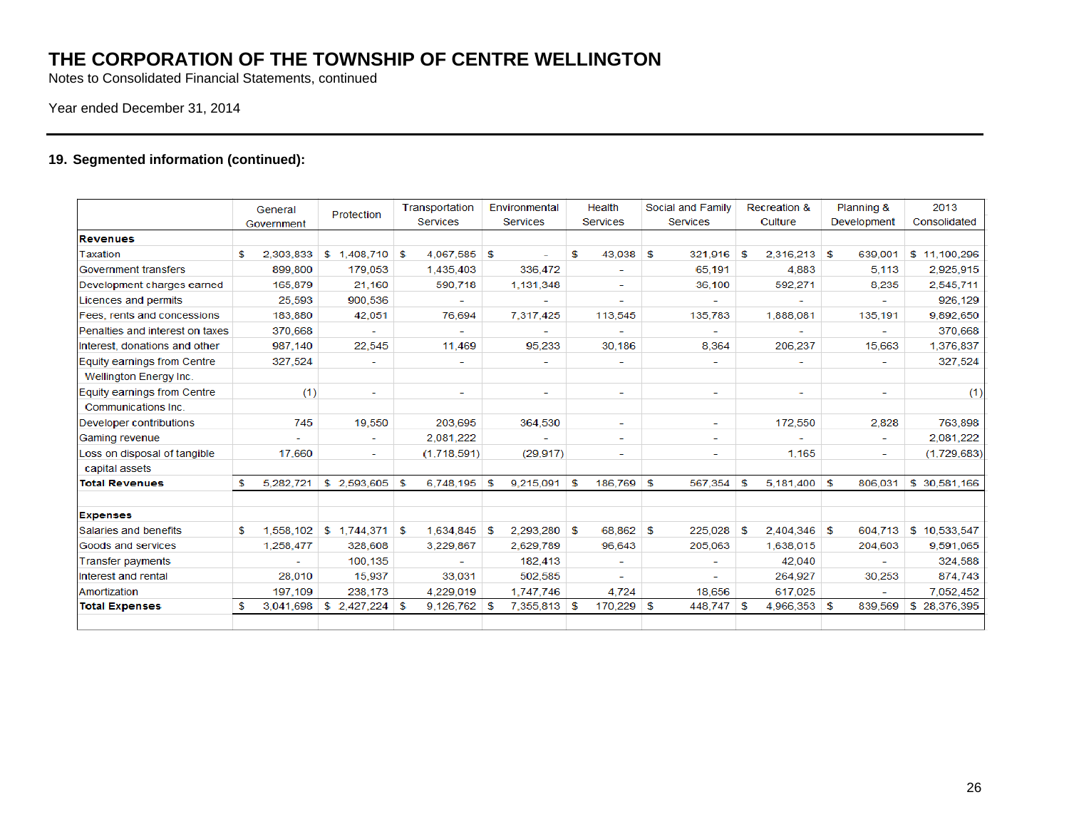# THE CORPORATION OF THE TOWNSHIP OF CENTRE WELLINGTON

Notes to Consolidated Financial Statements, continued

Year ended December 31, 2014

## 19. Segmented information (continued):

| | General Government | Protection | Transportation Services | Environmental Services | Health Services | Social and Family Services | Recreation & Culture | Planning & Development | 2013 Consolidated |
|---|---|---|---|---|---|---|---|---|---|
| **Revenues** | | | | | | | | | |
| Taxation | $ 2,303,833 | $ 1,408,710 | $ 4,067,585 | $ - | $ 43,038 | $ 321,916 | $ 2,316,213 | $ 639,001 | $ 11,100,296 |
| Government transfers | 899,800 | 179,053 | 1,435,403 | 336,472 | - | 65,191 | 4,883 | 5,113 | 2,925,915 |
| Development charges earned | 165,879 | 21,160 | 590,718 | 1,131,348 | - | 36,100 | 592,271 | 8,235 | 2,545,711 |
| Licences and permits | 25,593 | 900,536 | - | - | - | - | - | - | 926,129 |
| Fees, rents and concessions | 183,880 | 42,051 | 76,694 | 7,317,425 | 113,545 | 135,783 | 1,888,081 | 135,191 | 9,892,650 |
| Penalties and interest on taxes | 370,668 | - | - | - | - | - | - | - | 370,668 |
| Interest, donations and other | 987,140 | 22,545 | 11,469 | 95,233 | 30,186 | 8,364 | 206,237 | 15,663 | 1,376,837 |
| Equity earnings from Centre Wellington Energy Inc. | 327,524 | - | - | - | - | - | - | - | 327,524 |
| Equity earnings from Centre Communications Inc. | (1) | - | - | - | - | - | - | - | (1) |
| Developer contributions | 745 | 19,550 | 203,695 | 364,530 | - | - | 172,550 | 2,828 | 763,898 |
| Gaming revenue | - | - | 2,081,222 | - | - | - | - | - | 2,081,222 |
| Loss on disposal of tangible capital assets | 17,660 | - | (1,718,591) | (29,917) | - | - | 1,165 | - | (1,729,683) |
| **Total Revenues** | $ 5,282,721 | $ 2,593,605 | $ 6,748,195 | $ 9,215,091 | $ 186,769 | $ 567,354 | $ 5,181,400 | $ 806,031 | $ 30,581,166 |
| **Expenses** | | | | | | | | | |
| Salaries and benefits | $ 1,558,102 | $ 1,744,371 | $ 1,634,845 | $ 2,293,280 | $ 68,862 | $ 225,028 | $ 2,404,346 | $ 604,713 | $ 10,533,547 |
| Goods and services | 1,258,477 | 328,608 | 3,229,867 | 2,629,789 | 96,643 | 205,063 | 1,638,015 | 204,603 | 9,591,065 |
| Transfer payments | - | 100,135 | - | 182,413 | - | - | 42,040 | - | 324,588 |
| Interest and rental | 28,010 | 15,937 | 33,031 | 502,585 | - | - | 264,927 | 30,253 | 874,743 |
| Amortization | 197,109 | 238,173 | 4,229,019 | 1,747,746 | 4,724 | 18,656 | 617,025 | - | 7,052,452 |
| **Total Expenses** | $ 3,041,698 | $ 2,427,224 | $ 9,126,762 | $ 7,355,813 | $ 170,229 | $ 448,747 | $ 4,966,353 | $ 839,569 | $ 28,376,395 |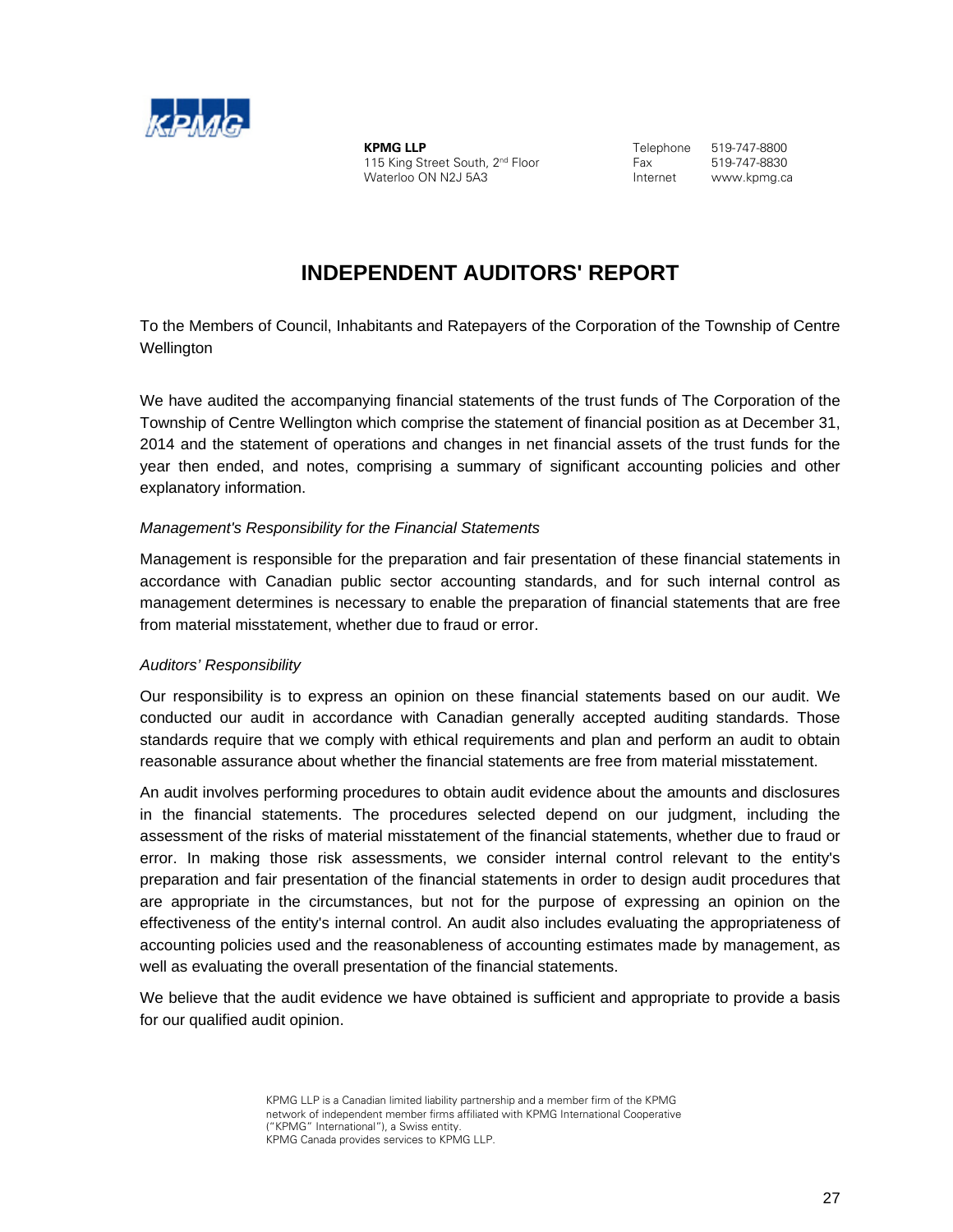**KPMG LLP**
115 King Street South, 2nd Floor
Waterloo ON N2J 5A3

Telephone 519-747-8800
Fax 519-747-8830
Internet www.kpmg.ca

# INDEPENDENT AUDITORS' REPORT

To the Members of Council, Inhabitants and Ratepayers of the Corporation of the Township of Centre Wellington

We have audited the accompanying financial statements of the trust funds of The Corporation of the Township of Centre Wellington which comprise the statement of financial position as at December 31, 2014 and the statement of operations and changes in net financial assets of the trust funds for the year then ended, and notes, comprising a summary of significant accounting policies and other explanatory information.

*Management's Responsibility for the Financial Statements*

Management is responsible for the preparation and fair presentation of these financial statements in accordance with Canadian public sector accounting standards, and for such internal control as management determines is necessary to enable the preparation of financial statements that are free from material misstatement, whether due to fraud or error.

*Auditors' Responsibility*

Our responsibility is to express an opinion on these financial statements based on our audit. We conducted our audit in accordance with Canadian generally accepted auditing standards. Those standards require that we comply with ethical requirements and plan and perform an audit to obtain reasonable assurance about whether the financial statements are free from material misstatement.

An audit involves performing procedures to obtain audit evidence about the amounts and disclosures in the financial statements. The procedures selected depend on our judgment, including the assessment of the risks of material misstatement of the financial statements, whether due to fraud or error. In making those risk assessments, we consider internal control relevant to the entity's preparation and fair presentation of the financial statements in order to design audit procedures that are appropriate in the circumstances, but not for the purpose of expressing an opinion on the effectiveness of the entity's internal control. An audit also includes evaluating the appropriateness of accounting policies used and the reasonableness of accounting estimates made by management, as well as evaluating the overall presentation of the financial statements.

We believe that the audit evidence we have obtained is sufficient and appropriate to provide a basis for our qualified audit opinion.

KPMG LLP is a Canadian limited liability partnership and a member firm of the KPMG network of independent member firms affiliated with KPMG International Cooperative ("KPMG" International"), a Swiss entity.
KPMG Canada provides services to KPMG LLP.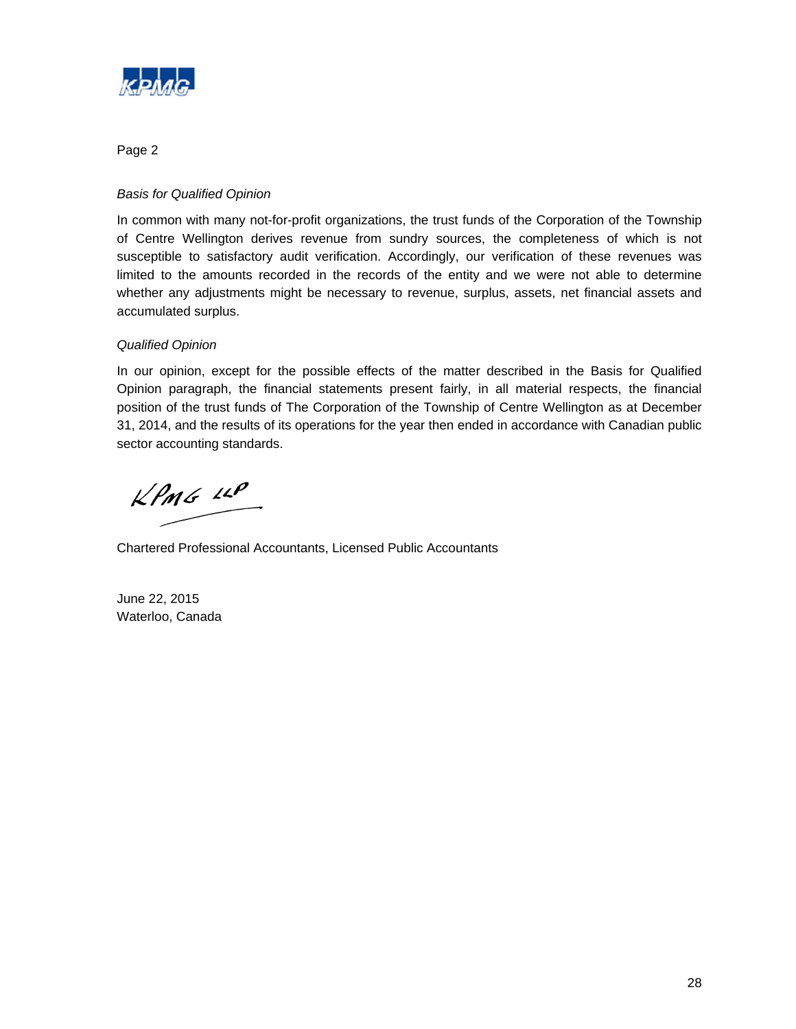Page 2

*Basis for Qualified Opinion*

In common with many not-for-profit organizations, the trust funds of the Corporation of the Township of Centre Wellington derives revenue from sundry sources, the completeness of which is not susceptible to satisfactory audit verification. Accordingly, our verification of these revenues was limited to the amounts recorded in the records of the entity and we were not able to determine whether any adjustments might be necessary to revenue, surplus, assets, net financial assets and accumulated surplus.

*Qualified Opinion*

In our opinion, except for the possible effects of the matter described in the Basis for Qualified Opinion paragraph, the financial statements present fairly, in all material respects, the financial position of the trust funds of The Corporation of the Township of Centre Wellington as at December 31, 2014, and the results of its operations for the year then ended in accordance with Canadian public sector accounting standards.

KPMG LLP

Chartered Professional Accountants, Licensed Public Accountants

June 22, 2015
Waterloo, Canada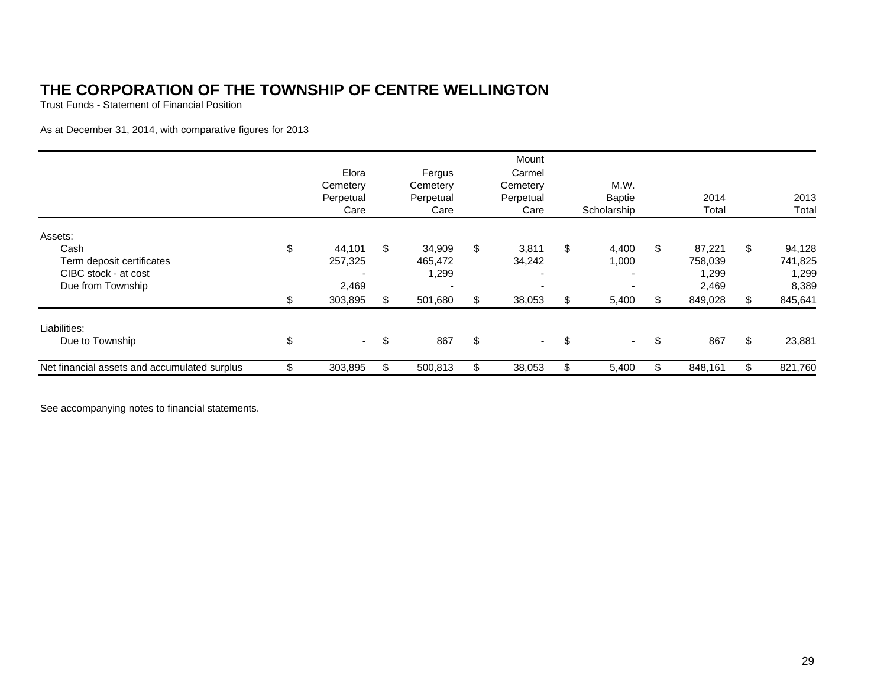# THE CORPORATION OF THE TOWNSHIP OF CENTRE WELLINGTON

Trust Funds - Statement of Financial Position

As at December 31, 2014, with comparative figures for 2013

| | Elora Cemetery Perpetual Care | Fergus Cemetery Perpetual Care | Mount Carmel Cemetery Perpetual Care | M.W. Baptie Scholarship | 2014 Total | 2013 Total |
|---|---|---|---|---|---|---|
| Assets: | | | | | | |
| Cash | $ 44,101 | $ 34,909 | $ 3,811 | $ 4,400 | $ 87,221 | $ 94,128 |
| Term deposit certificates | 257,325 | 465,472 | 34,242 | 1,000 | 758,039 | 741,825 |
| CIBC stock - at cost | - | 1,299 | - | - | 1,299 | 1,299 |
| Due from Township | 2,469 | - | - | - | 2,469 | 8,389 |
| | $ 303,895 | $ 501,680 | $ 38,053 | $ 5,400 | $ 849,028 | $ 845,641 |
| Liabilities: | | | | | | |
| Due to Township | $ - | $ 867 | $ - | $ - | $ 867 | $ 23,881 |
| Net financial assets and accumulated surplus | $ 303,895 | $ 500,813 | $ 38,053 | $ 5,400 | $ 848,161 | $ 821,760 |

See accompanying notes to financial statements.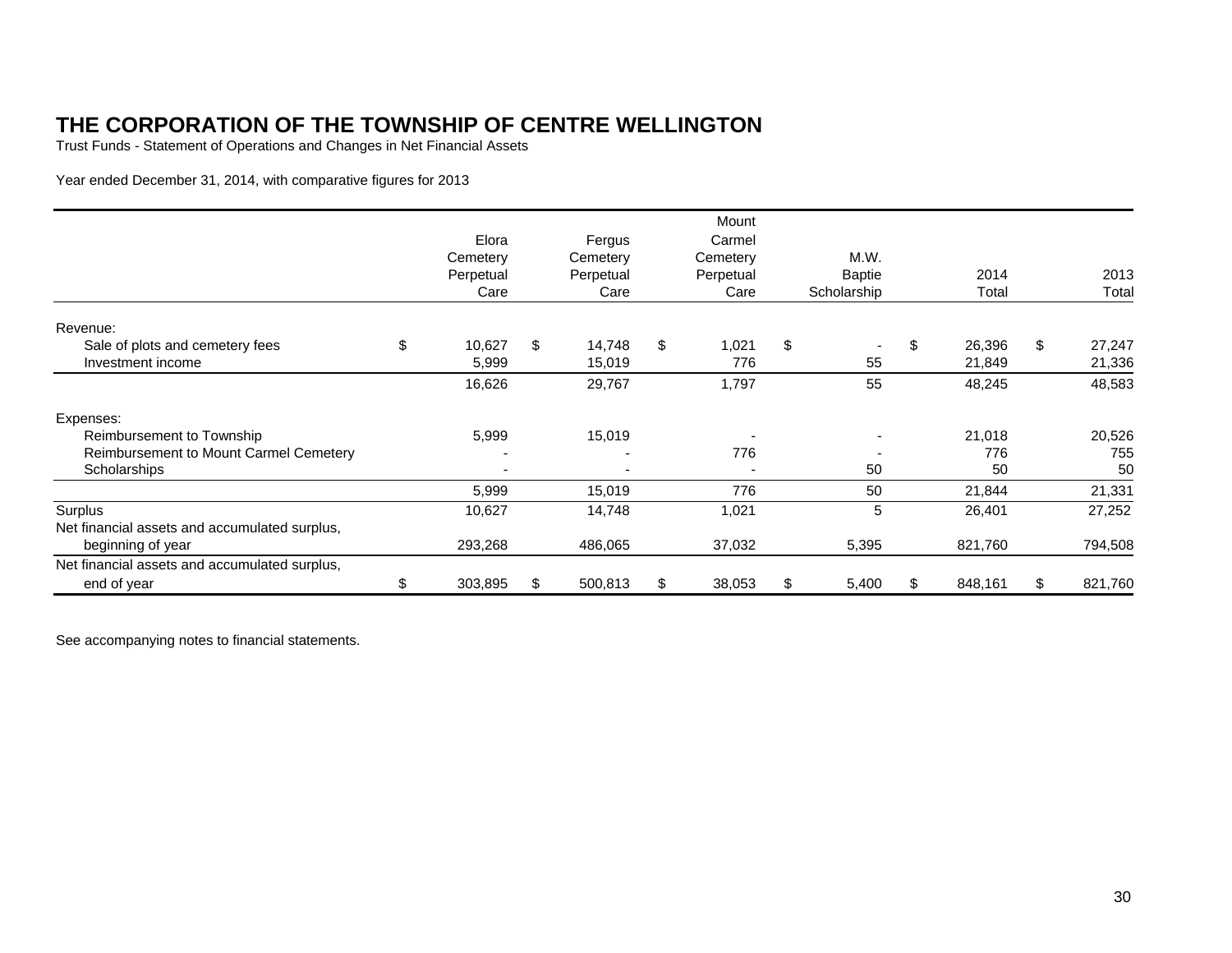# THE CORPORATION OF THE TOWNSHIP OF CENTRE WELLINGTON

Trust Funds - Statement of Operations and Changes in Net Financial Assets

Year ended December 31, 2014, with comparative figures for 2013

| | Elora Cemetery Perpetual Care | Fergus Cemetery Perpetual Care | Mount Carmel Cemetery Perpetual Care | M.W. Baptie Scholarship | 2014 Total | 2013 Total |
|---|---|---|---|---|---|---|
| Revenue: | | | | | | |
| Sale of plots and cemetery fees | $ 10,627 | $ 14,748 | $ 1,021 | $ - | $ 26,396 | $ 27,247 |
| Investment income | 5,999 | 15,019 | 776 | 55 | 21,849 | 21,336 |
| | 16,626 | 29,767 | 1,797 | 55 | 48,245 | 48,583 |
| Expenses: | | | | | | |
| Reimbursement to Township | 5,999 | 15,019 | - | - | 21,018 | 20,526 |
| Reimbursement to Mount Carmel Cemetery | - | - | 776 | - | 776 | 755 |
| Scholarships | - | - | - | 50 | 50 | 50 |
| | 5,999 | 15,019 | 776 | 50 | 21,844 | 21,331 |
| Surplus | 10,627 | 14,748 | 1,021 | 5 | 26,401 | 27,252 |
| Net financial assets and accumulated surplus, beginning of year | 293,268 | 486,065 | 37,032 | 5,395 | 821,760 | 794,508 |
| Net financial assets and accumulated surplus, end of year | $ 303,895 | $ 500,813 | $ 38,053 | $ 5,400 | $ 848,161 | $ 821,760 |

See accompanying notes to financial statements.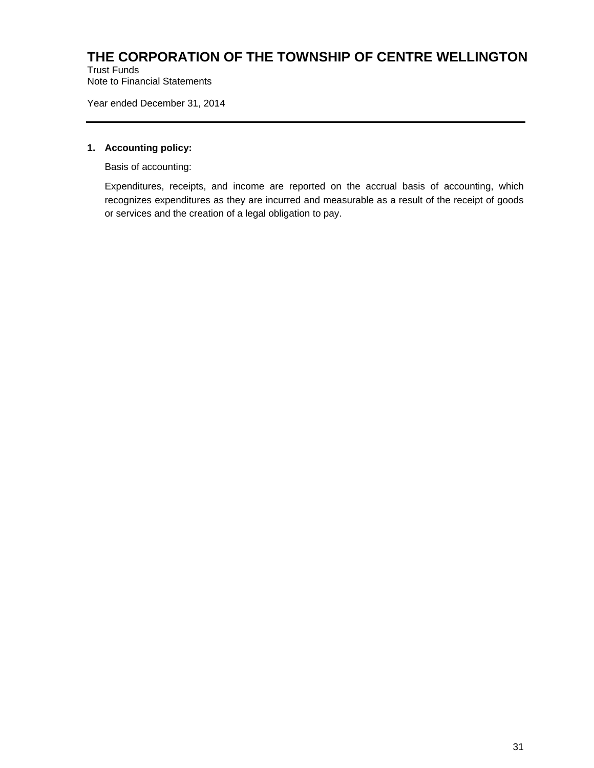# THE CORPORATION OF THE TOWNSHIP OF CENTRE WELLINGTON

Trust Funds
Note to Financial Statements

Year ended December 31, 2014

---

**1. Accounting policy:**

Basis of accounting:

Expenditures, receipts, and income are reported on the accrual basis of accounting, which recognizes expenditures as they are incurred and measurable as a result of the receipt of goods or services and the creation of a legal obligation to pay.